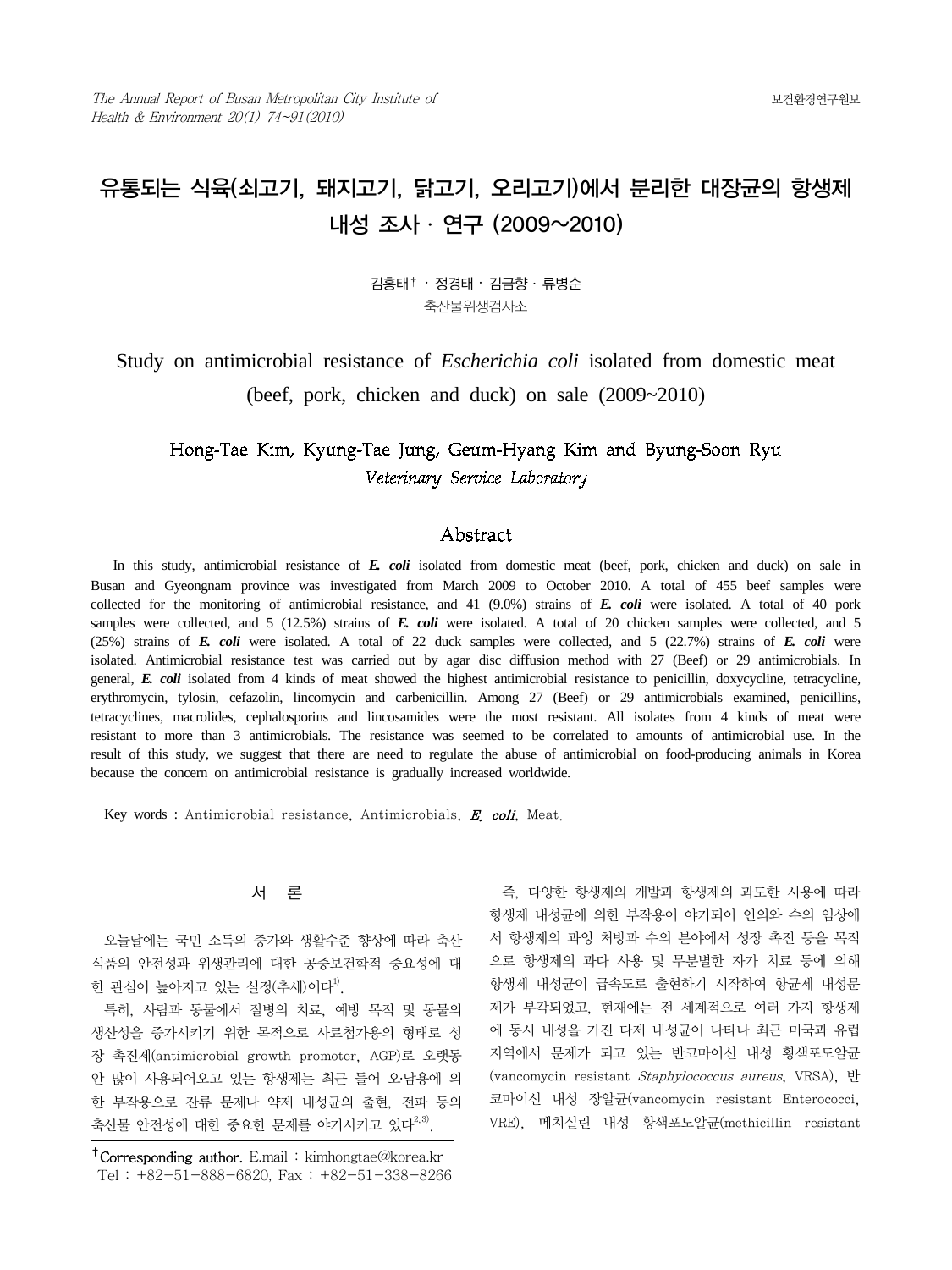# 유통되는 식육(쇠고기, 돼지고기, 닭고기, 오리고기)에서 분리한 대장균의 항생제 내성 조사 · 연구 (2009~2010)

김홍태† · 정경태 · 김금향 · 류병순

축산물위생검사소

# Study on antimicrobial resistance of *Escherichia coli* isolated from domestic meat (beef, pork, chicken and duck) on sale (2009~2010)

Hong-Tae Kim, Kyung-Tae Jung, Geum-Hyang Kim and Byung-Soon Ryu

*Veterinary Service Laboratory*

## Abstract

In this study, antimicrobial resistance of ***E. coli*** isolated from domestic meat (beef, pork, chicken and duck) on sale in Busan and Gyeongnam province was investigated from March 2009 to October 2010. A total of 455 beef samples were collected for the monitoring of antimicrobial resistance, and 41 (9.0%) strains of ***E. coli*** were isolated. A total of 40 pork samples were collected, and 5 (12.5%) strains of ***E. coli*** were isolated. A total of 20 chicken samples were collected, and 5 (25%) strains of ***E. coli*** were isolated. A total of 22 duck samples were collected, and 5 (22.7%) strains of ***E. coli*** were isolated. Antimicrobial resistance test was carried out by agar disc diffusion method with 27 (Beef) or 29 antimicrobials. In general, ***E. coli*** isolated from 4 kinds of meat showed the highest antimicrobial resistance to penicillin, doxycycline, tetracycline, erythromycin, tylosin, cefazolin, lincomycin and carbenicillin. Among 27 (Beef) or 29 antimicrobials examined, penicillins, tetracyclines, macrolides, cephalosporins and lincosamides were the most resistant. All isolates from 4 kinds of meat were resistant to more than 3 antimicrobials. The resistance was seemed to be correlated to amounts of antimicrobial use. In the result of this study, we suggest that there are need to regulate the abuse of antimicrobial on food-producing animals in Korea because the concern on antimicrobial resistance is gradually increased worldwide.

Key words : Antimicrobial resistance, Antimicrobials, ***E. coli***, Meat.

## 서 론

오늘날에는 국민 소득의 증가와 생활수준 향상에 따라 축산식품의 안전성과 위생관리에 대한 공중보건학적 중요성에 대한 관심이 높아지고 있는 실정(추세)이다[1].

특히, 사람과 동물에서 질병의 치료, 예방 목적 및 동물의 생산성을 증가시키기 위한 목적으로 사료첨가용의 형태로 성장 촉진제(antimicrobial growth promoter, AGP)로 오랫동안 많이 사용되어오고 있는 항생제는 최근 들어 오·남용에 의한 부작용으로 잔류 문제나 약제 내성균의 출현, 전파 등의 축산물 안전성에 대한 중요한 문제를 야기시키고 있다[2,3].

즉, 다양한 항생제의 개발과 항생제의 과도한 사용에 따라 항생제 내성균에 의한 부작용이 야기되어 인의와 수의 임상에서 항생제의 과잉 처방과 수의 분야에서 성장 촉진 등을 목적으로 항생제의 과다 사용 및 무분별한 자가 치료 등에 의해 항생제 내성균이 급속도로 출현하기 시작하여 항균제 내성문제가 부각되었고, 현재에는 전 세계적으로 여러 가지 항생제에 동시 내성을 가진 다제 내성균이 나타나 최근 미국과 유럽 지역에서 문제가 되고 있는 반코마이신 내성 황색포도알균(vancomycin resistant *Staphylococcus aureus*, VRSA), 반코마이신 내성 장알균(vancomycin resistant Enterococci, VRE), 메치실린 내성 황색포도알균(methicillin resistant

†Corresponding author. E.mail : kimhongtae@korea.kr
Tel : +82-51-888-6820, Fax : +82-51-338-8266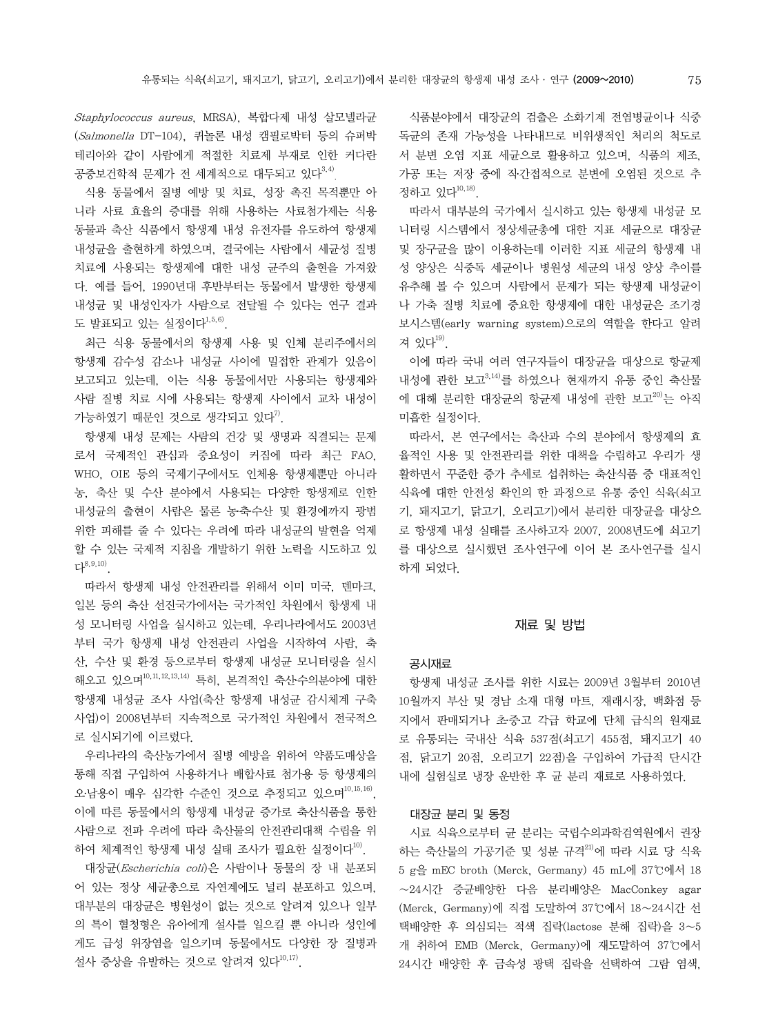*Staphylococcus aureus*, MRSA), 복합다제 내성 살모넬라균(*Salmonella* DT-104), 퀴놀론 내성 캠필로박터 등의 슈퍼박테리아와 같이 사람에게 적절한 치료제 부재로 인한 커다란 공중보건학적 문제가 전 세계적으로 대두되고 있다[3,4].

식용 동물에서 질병 예방 및 치료, 성장 촉진 목적뿐만 아니라 사료 효율의 증대를 위해 사용하는 사료첨가제는 식용동물과 축산 식품에서 항생제 내성 유전자를 유도하여 항생제 내성균을 출현하게 하였으며, 결국에는 사람에서 세균성 질병 치료에 사용되는 항생제에 대한 내성 균주의 출현을 가져왔다. 예를 들어, 1990년대 후반부터는 동물에서 발생한 항생제 내성균 및 내성인자가 사람으로 전달될 수 있다는 연구 결과도 발표되고 있는 실정이다[1,5,6].

최근 식용 동물에서의 항생제 사용 및 인체 분리주에서의 항생제 감수성 감소나 내성균 사이에 밀접한 관계가 있음이 보고되고 있는데, 이는 식용 동물에서만 사용되는 항생제와 사람 질병 치료 시에 사용되는 항생제 사이에서 교차 내성이 가능하였기 때문인 것으로 생각되고 있다[7].

항생제 내성 문제는 사람의 건강 및 생명과 직결되는 문제로서 국제적인 관심과 중요성이 커짐에 따라 최근 FAO, WHO, OIE 등의 국제기구에서도 인체용 항생제뿐만 아니라 농, 축산 및 수산 분야에서 사용되는 다양한 항생제로 인한 내성균의 출현이 사람은 물론 농·축수산 및 환경에까지 광범위한 피해를 줄 수 있다는 우려에 따라 내성균의 발현을 억제할 수 있는 국제적 지침을 개발하기 위한 노력을 시도하고 있다[8,9,10].

따라서 항생제 내성 안전관리를 위해서 이미 미국, 덴마크, 일본 등의 축산 선진국가에서는 국가적인 차원에서 항생제 내성 모니터링 사업을 실시하고 있는데, 우리나라에서도 2003년부터 국가 항생제 내성 안전관리 사업을 시작하여 사람, 축산, 수산 및 환경 등으로부터 항생제 내성균 모니터링을 실시해오고 있으며[10,11,12,13,14] 특히, 본격적인 축산수의분야에 대한 항생제 내성균 조사 사업(축산 항생제 내성균 감시체계 구축사업)이 2008년부터 지속적으로 국가적인 차원에서 전국적으로 실시되기에 이르렀다.

우리나라의 축산농가에서 질병 예방을 위하여 약품도매상을 통해 직접 구입하여 사용하거나 배합사료 첨가용 등 항생제의 오·남용이 매우 심각한 수준인 것으로 추정되고 있으며[10,15,16], 이에 따른 동물에서의 항생제 내성균 증가로 축산식품을 통한 사람으로 전파 우려에 따라 축산물의 안전관리대책 수립을 위하여 체계적인 항생제 내성 실태 조사가 필요한 실정이다[10].

대장균(*Escherichia coli*)은 사람이나 동물의 장 내 분포되어 있는 정상 세균총으로 자연계에도 널리 분포하고 있으며, 대부분의 대장균은 병원성이 없는 것으로 알려져 있으나 일부의 특이 혈청형은 유아에게 설사를 일으킬 뿐 아니라 성인에게도 급성 위장염을 일으키며 동물에서도 다양한 장 질병과 설사 증상을 유발하는 것으로 알려져 있다[10,17].

식품분야에서 대장균의 검출은 소화기계 전염병균이나 식중독균의 존재 가능성을 나타내므로 비위생적인 처리의 척도로서 분변 오염 지표 세균으로 활용하고 있으며, 식품의 제조, 가공 또는 저장 중에 직·간접적으로 분변에 오염된 것으로 추정하고 있다[10,18].

따라서 대부분의 국가에서 실시하고 있는 항생제 내성균 모니터링 시스템에서 정상세균총에 대한 지표 세균으로 대장균 및 장구균을 많이 이용하는데 이러한 지표 세균의 항생제 내성 양상은 식중독 세균이나 병원성 세균의 내성 양상 추이를 유추해 볼 수 있으며 사람에서 문제가 되는 항생제 내성균이나 가축 질병 치료에 중요한 항생제에 대한 내성균은 조기경보시스템(early warning system)으로의 역할을 한다고 알려져 있다[19].

이에 따라 국내 여러 연구자들이 대장균을 대상으로 항균제 내성에 관한 보고[3,14]를 하였으나 현재까지 유통 중인 축산물에 대해 분리한 대장균의 항균제 내성에 관한 보고[20]는 아직 미흡한 실정이다.

따라서, 본 연구에서는 축산과 수의 분야에서 항생제의 효율적인 사용 및 안전관리를 위한 대책을 수립하고 우리가 생활하면서 꾸준한 증가 추세로 섭취하는 축산식품 중 대표적인 식육에 대한 안전성 확인의 한 과정으로 유통 중인 식육(쇠고기, 돼지고기, 닭고기, 오리고기)에서 분리한 대장균을 대상으로 항생제 내성 실태를 조사하고자 2007, 2008년도에 쇠고기를 대상으로 실시했던 조사연구에 이어 본 조사연구를 실시하게 되었다.

## 재료 및 방법

### 공시재료

항생제 내성균 조사를 위한 시료는 2009년 3월부터 2010년 10월까지 부산 및 경남 소재 대형 마트, 재래시장, 백화점 등지에서 판매되거나 초·중·고 각급 학교에 단체 급식의 원재료로 유통되는 국내산 식육 537점(쇠고기 455점, 돼지고기 40점, 닭고기 20점, 오리고기 22점)을 구입하여 가급적 단시간 내에 실험실로 냉장 운반한 후 균 분리 재료로 사용하였다.

### 대장균 분리 및 동정

시료 식육으로부터 균 분리는 국립수의과학검역원에서 권장하는 축산물의 가공기준 및 성분 규격[21]에 따라 시료 당 식육 5 g을 mEC broth (Merck, Germany) 45 mL에 37℃에서 18~24시간 증균배양한 다음 분리배양은 MacConkey agar (Merck, Germany)에 직접 도말하여 37℃에서 18~24시간 선택배양한 후 의심되는 적색 집락(lactose 분해 집락)을 3~5개 취하여 EMB (Merck, Germany)에 재도말하여 37℃에서 24시간 배양한 후 금속성 광택 집락을 선택하여 그람 염색,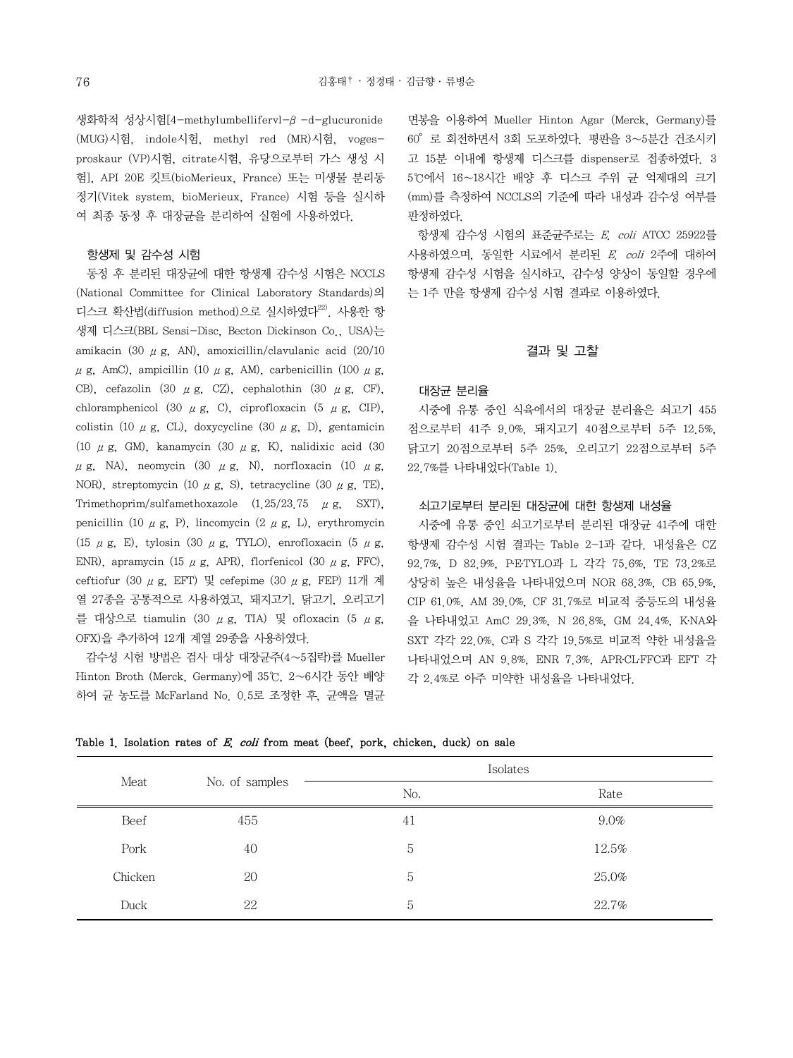생화학적 성상시험[4-methylumbelliferyl-$\beta$ -d-glucuronide (MUG)시험, indole시험, methyl red (MR)시험, voges-proskaur (VP)시험, citrate시험, 유당으로부터 가스 생성 시험], API 20E 킷트(bioMerieux, France) 또는 미생물 분리동정기(Vitek system, bioMerieux, France) 시험 등을 실시하여 최종 동정 후 대장균을 분리하여 실험에 사용하였다.

### 항생제 및 감수성 시험

동정 후 분리된 대장균에 대한 항생제 감수성 시험은 NCCLS (National Committee for Clinical Laboratory Standards)의 디스크 확산법(diffusion method)으로 실시하였다[22]. 사용한 항생제 디스크(BBL Sensi-Disc, Becton Dickinson Co., USA)는 amikacin (30 $\mu$ g, AN), amoxicillin/clavulanic acid (20/10 $\mu$ g, AmC), ampicillin (10 $\mu$ g, AM), carbenicillin (100 $\mu$ g, CB), cefazolin (30 $\mu$ g, CZ), cephalothin (30 $\mu$ g, CF), chloramphenicol (30 $\mu$ g, C), ciprofloxacin (5 $\mu$ g, CIP), colistin (10 $\mu$ g, CL), doxycycline (30 $\mu$ g, D), gentamicin (10 $\mu$ g, GM), kanamycin (30 $\mu$ g, K), nalidixic acid (30 $\mu$ g, NA), neomycin (30 $\mu$ g, N), norfloxacin (10 $\mu$ g, NOR), streptomycin (10 $\mu$ g, S), tetracycline (30 $\mu$ g, TE), Trimethoprim/sulfamethoxazole (1.25/23.75 $\mu$ g, SXT), penicillin (10 $\mu$ g, P), lincomycin (2 $\mu$ g, L), erythromycin (15 $\mu$ g, E), tylosin (30 $\mu$ g, TYLO), enrofloxacin (5 $\mu$ g, ENR), apramycin (15 $\mu$ g, APR), florfenicol (30 $\mu$ g, FFC), ceftiofur (30 $\mu$ g, EFT) 및 cefepime (30 $\mu$ g, FEP) 11개 계열 27종을 공통적으로 사용하였고, 돼지고기, 닭고기, 오리고기를 대상으로 tiamulin (30 $\mu$ g, TIA) 및 ofloxacin (5 $\mu$ g, OFX)을 추가하여 12개 계열 29종을 사용하였다.

감수성 시험 방법은 검사 대상 대장균주(4~5집락)를 Mueller Hinton Broth (Merck, Germany)에 35℃, 2~6시간 동안 배양하여 균 농도를 McFarland No. 0.5로 조정한 후, 균액을 멸균 면봉을 이용하여 Mueller Hinton Agar (Merck, Germany)를 60° 로 회전하면서 3회 도포하였다. 평판을 3~5분간 건조시키고 15분 이내에 항생제 디스크를 dispenser로 접종하였다. 35℃에서 16~18시간 배양 후 디스크 주위 균 억제대의 크기(mm)를 측정하여 NCCLS의 기준에 따라 내성과 감수성 여부를 판정하였다.

항생제 감수성 시험의 표준균주로는 *E. coli* ATCC 25922를 사용하였으며, 동일한 시료에서 분리된 *E. coli* 2주에 대하여 항생제 감수성 시험을 실시하고, 감수성 양상이 동일할 경우에는 1주 만을 항생제 감수성 시험 결과로 이용하였다.

## 결과 및 고찰

### 대장균 분리율

시중에 유통 중인 식육에서의 대장균 분리율은 쇠고기 455점으로부터 41주 9.0%, 돼지고기 40점으로부터 5주 12.5%, 닭고기 20점으로부터 5주 25%, 오리고기 22점으로부터 5주 22.7%를 나타내었다(Table 1).

### 쇠고기로부터 분리된 대장균에 대한 항생제 내성율

시중에 유통 중인 쇠고기로부터 분리된 대장균 41주에 대한 항생제 감수성 시험 결과는 Table 2-1과 같다. 내성율은 CZ 92.7%, D 82.9%, P·E·TYLO과 L 각각 75.6%, TE 73.2%로 상당히 높은 내성율을 나타내었으며 NOR 68.3%, CB 65.9%, CIP 61.0%, AM 39.0%, CF 31.7%로 비교적 중등도의 내성율을 나타내었고 AmC 29.3%, N 26.8%, GM 24.4%, K·NA와 SXT 각각 22.0%, C과 S 각각 19.5%로 비교적 약한 내성율을 나타내었으며 AN 9.8%, ENR 7.3%, APR·CL·FFC과 EFT 각각 2.4%로 아주 미약한 내성율을 나타내었다.

**Table 1. Isolation rates of *E. coli* from meat (beef, pork, chicken, duck) on sale**

| Meat | No. of samples | Isolates | |
|---|---|---|---|
| | | No. | Rate |
| Beef | 455 | 41 | 9.0% |
| Pork | 40 | 5 | 12.5% |
| Chicken | 20 | 5 | 25.0% |
| Duck | 22 | 5 | 22.7% |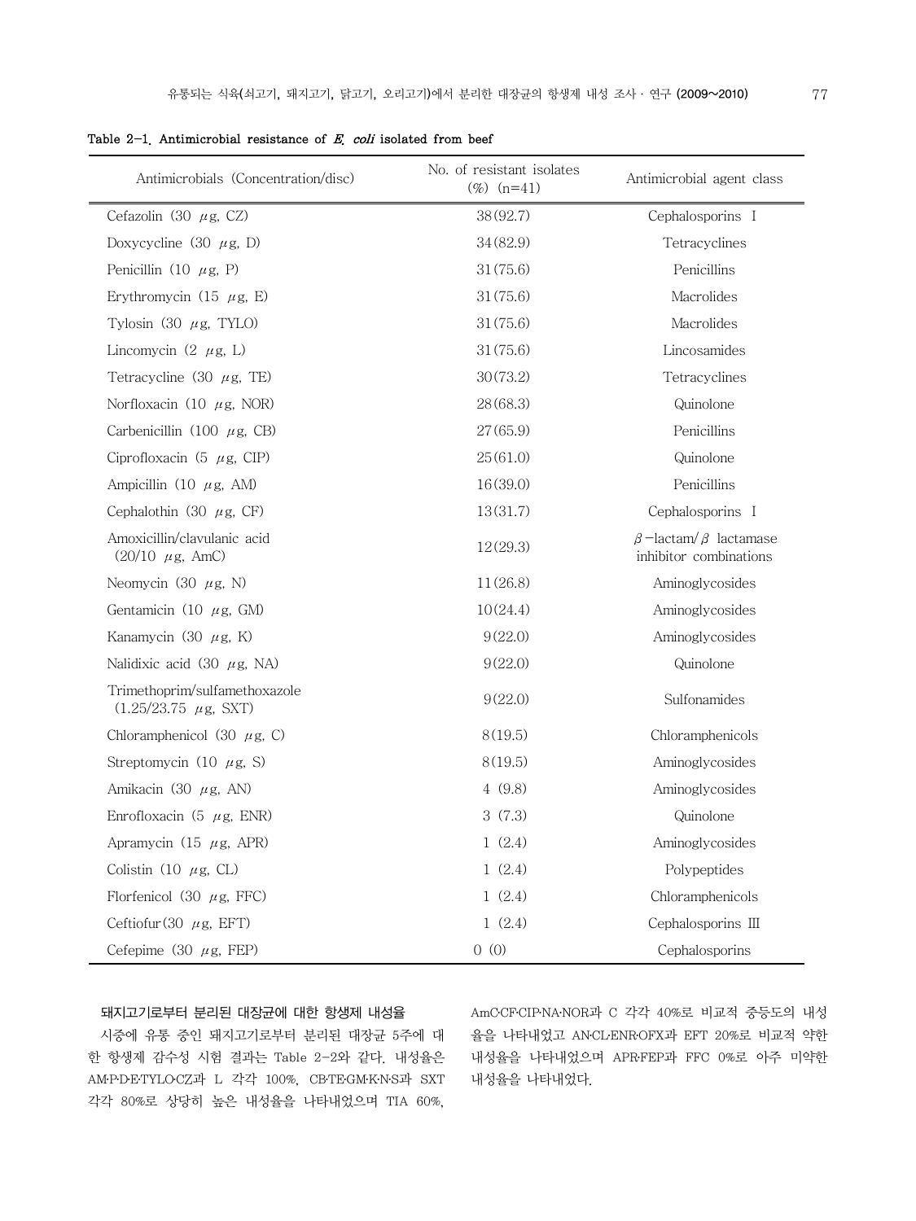Table 2-1. Antimicrobial resistance of *E. coli* isolated from beef

| Antimicrobials (Concentration/disc) | No. of resistant isolates (%) (n=41) | Antimicrobial agent class |
|---|---|---|
| Cefazolin (30 μg, CZ) | 38(92.7) | Cephalosporins I |
| Doxycycline (30 μg, D) | 34(82.9) | Tetracyclines |
| Penicillin (10 μg, P) | 31(75.6) | Penicillins |
| Erythromycin (15 μg, E) | 31(75.6) | Macrolides |
| Tylosin (30 μg, TYLO) | 31(75.6) | Macrolides |
| Lincomycin (2 μg, L) | 31(75.6) | Lincosamides |
| Tetracycline (30 μg, TE) | 30(73.2) | Tetracyclines |
| Norfloxacin (10 μg, NOR) | 28(68.3) | Quinolone |
| Carbenicillin (100 μg, CB) | 27(65.9) | Penicillins |
| Ciprofloxacin (5 μg, CIP) | 25(61.0) | Quinolone |
| Ampicillin (10 μg, AM) | 16(39.0) | Penicillins |
| Cephalothin (30 μg, CF) | 13(31.7) | Cephalosporins I |
| Amoxicillin/clavulanic acid (20/10 μg, AmC) | 12(29.3) | β-lactam/β lactamase inhibitor combinations |
| Neomycin (30 μg, N) | 11(26.8) | Aminoglycosides |
| Gentamicin (10 μg, GM) | 10(24.4) | Aminoglycosides |
| Kanamycin (30 μg, K) | 9(22.0) | Aminoglycosides |
| Nalidixic acid (30 μg, NA) | 9(22.0) | Quinolone |
| Trimethoprim/sulfamethoxazole (1.25/23.75 μg, SXT) | 9(22.0) | Sulfonamides |
| Chloramphenicol (30 μg, C) | 8(19.5) | Chloramphenicols |
| Streptomycin (10 μg, S) | 8(19.5) | Aminoglycosides |
| Amikacin (30 μg, AN) | 4 (9.8) | Aminoglycosides |
| Enrofloxacin (5 μg, ENR) | 3 (7.3) | Quinolone |
| Apramycin (15 μg, APR) | 1 (2.4) | Aminoglycosides |
| Colistin (10 μg, CL) | 1 (2.4) | Polypeptides |
| Florfenicol (30 μg, FFC) | 1 (2.4) | Chloramphenicols |
| Ceftiofur(30 μg, EFT) | 1 (2.4) | Cephalosporins III |
| Cefepime (30 μg, FEP) | 0 (0) | Cephalosporins |

**돼지고기로부터 분리된 대장균에 대한 항생제 내성율**

시중에 유통 중인 돼지고기로부터 분리된 대장균 5주에 대한 항생제 감수성 시험 결과는 Table 2-2와 같다. 내성율은 AM·P·D·E·TYLO·CZ과 L 각각 100%, CB·TE·GM·K·N·S과 SXT 각각 80%로 상당히 높은 내성율을 나타내었으며 TIA 60%, AmC·CF·CIP·NA·NOR과 C 각각 40%로 비교적 중등도의 내성율을 나타내었고 AN·CL·ENR·OFX과 EFT 20%로 비교적 약한 내성율을 나타내었으며 APR·FEP과 FFC 0%로 아주 미약한 내성율을 나타내었다.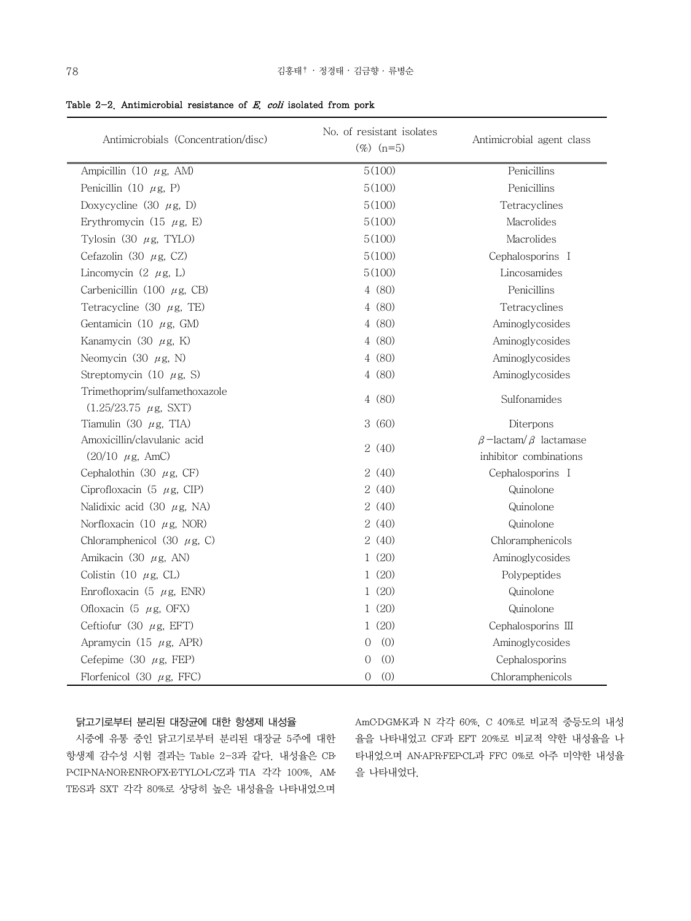**Table 2-2. Antimicrobial resistance of *E. coli* isolated from pork**

| Antimicrobials (Concentration/disc) | No. of resistant isolates (%) (n=5) | Antimicrobial agent class |
|---|---|---|
| Ampicillin (10 μg, AM) | 5(100) | Penicillins |
| Penicillin (10 μg, P) | 5(100) | Penicillins |
| Doxycycline (30 μg, D) | 5(100) | Tetracyclines |
| Erythromycin (15 μg, E) | 5(100) | Macrolides |
| Tylosin (30 μg, TYLO) | 5(100) | Macrolides |
| Cefazolin (30 μg, CZ) | 5(100) | Cephalosporins I |
| Lincomycin (2 μg, L) | 5(100) | Lincosamides |
| Carbenicillin (100 μg, CB) | 4 (80) | Penicillins |
| Tetracycline (30 μg, TE) | 4 (80) | Tetracyclines |
| Gentamicin (10 μg, GM) | 4 (80) | Aminoglycosides |
| Kanamycin (30 μg, K) | 4 (80) | Aminoglycosides |
| Neomycin (30 μg, N) | 4 (80) | Aminoglycosides |
| Streptomycin (10 μg, S) | 4 (80) | Aminoglycosides |
| Trimethoprim/sulfamethoxazole (1.25/23.75 μg, SXT) | 4 (80) | Sulfonamides |
| Tiamulin (30 μg, TIA) | 3 (60) | Diterpons |
| Amoxicillin/clavulanic acid (20/10 μg, AmC) | 2 (40) | β-lactam/β lactamase inhibitor combinations |
| Cephalothin (30 μg, CF) | 2 (40) | Cephalosporins I |
| Ciprofloxacin (5 μg, CIP) | 2 (40) | Quinolone |
| Nalidixic acid (30 μg, NA) | 2 (40) | Quinolone |
| Norfloxacin (10 μg, NOR) | 2 (40) | Quinolone |
| Chloramphenicol (30 μg, C) | 2 (40) | Chloramphenicols |
| Amikacin (30 μg, AN) | 1 (20) | Aminoglycosides |
| Colistin (10 μg, CL) | 1 (20) | Polypeptides |
| Enrofloxacin (5 μg, ENR) | 1 (20) | Quinolone |
| Ofloxacin (5 μg, OFX) | 1 (20) | Quinolone |
| Ceftiofur (30 μg, EFT) | 1 (20) | Cephalosporins III |
| Apramycin (15 μg, APR) | 0 (0) | Aminoglycosides |
| Cefepime (30 μg, FEP) | 0 (0) | Cephalosporins |
| Florfenicol (30 μg, FFC) | 0 (0) | Chloramphenicols |

### 닭고기로부터 분리된 대장균에 대한 항생제 내성율

시중에 유통 중인 닭고기로부터 분리된 대장균 5주에 대한 항생제 감수성 시험 결과는 Table 2-3과 같다. 내성율은 CB·P·CIP·NA·NOR·ENR·OFX·E·TYLO·L·CZ과 TIA 각각 100%, AM·TE·S과 SXT 각각 80%로 상당히 높은 내성율을 나타내었으며 AmC·D·GM·K과 N 각각 60%, C 40%로 비교적 중등도의 내성율을 나타내었고 CF과 EFT 20%로 비교적 약한 내성율을 나타내었으며 AN·APR·FEP·CL과 FFC 0%로 아주 미약한 내성율을 나타내었다.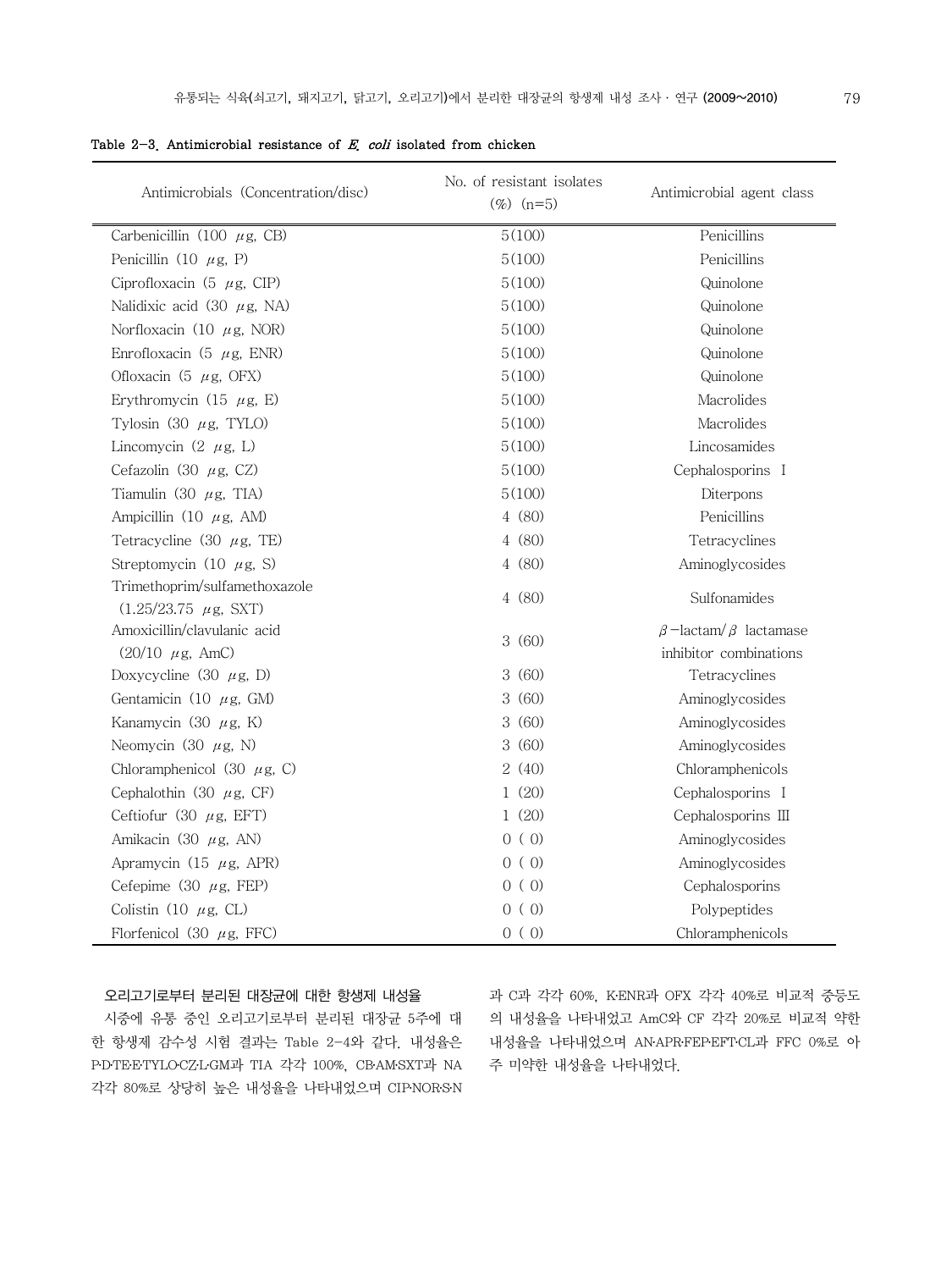Table 2-3. Antimicrobial resistance of *E. coli* isolated from chicken

| Antimicrobials (Concentration/disc) | No. of resistant isolates (%) (n=5) | Antimicrobial agent class |
|---|---|---|
| Carbenicillin (100 $\mu$g, CB) | 5(100) | Penicillins |
| Penicillin (10 $\mu$g, P) | 5(100) | Penicillins |
| Ciprofloxacin (5 $\mu$g, CIP) | 5(100) | Quinolone |
| Nalidixic acid (30 $\mu$g, NA) | 5(100) | Quinolone |
| Norfloxacin (10 $\mu$g, NOR) | 5(100) | Quinolone |
| Enrofloxacin (5 $\mu$g, ENR) | 5(100) | Quinolone |
| Ofloxacin (5 $\mu$g, OFX) | 5(100) | Quinolone |
| Erythromycin (15 $\mu$g, E) | 5(100) | Macrolides |
| Tylosin (30 $\mu$g, TYLO) | 5(100) | Macrolides |
| Lincomycin (2 $\mu$g, L) | 5(100) | Lincosamides |
| Cefazolin (30 $\mu$g, CZ) | 5(100) | Cephalosporins I |
| Tiamulin (30 $\mu$g, TIA) | 5(100) | Diterpons |
| Ampicillin (10 $\mu$g, AM) | 4 (80) | Penicillins |
| Tetracycline (30 $\mu$g, TE) | 4 (80) | Tetracyclines |
| Streptomycin (10 $\mu$g, S) | 4 (80) | Aminoglycosides |
| Trimethoprim/sulfamethoxazole (1.25/23.75 $\mu$g, SXT) | 4 (80) | Sulfonamides |
| Amoxicillin/clavulanic acid (20/10 $\mu$g, AmC) | 3 (60) | $\beta$-lactam/$\beta$ lactamase inhibitor combinations |
| Doxycycline (30 $\mu$g, D) | 3 (60) | Tetracyclines |
| Gentamicin (10 $\mu$g, GM) | 3 (60) | Aminoglycosides |
| Kanamycin (30 $\mu$g, K) | 3 (60) | Aminoglycosides |
| Neomycin (30 $\mu$g, N) | 3 (60) | Aminoglycosides |
| Chloramphenicol (30 $\mu$g, C) | 2 (40) | Chloramphenicols |
| Cephalothin (30 $\mu$g, CF) | 1 (20) | Cephalosporins I |
| Ceftiofur (30 $\mu$g, EFT) | 1 (20) | Cephalosporins III |
| Amikacin (30 $\mu$g, AN) | 0 ( 0) | Aminoglycosides |
| Apramycin (15 $\mu$g, APR) | 0 ( 0) | Aminoglycosides |
| Cefepime (30 $\mu$g, FEP) | 0 ( 0) | Cephalosporins |
| Colistin (10 $\mu$g, CL) | 0 ( 0) | Polypeptides |
| Florfenicol (30 $\mu$g, FFC) | 0 ( 0) | Chloramphenicols |

**오리고기로부터 분리된 대장균에 대한 항생제 내성율**

시중에 유통 중인 오리고기로부터 분리된 대장균 5주에 대한 항생제 감수성 시험 결과는 Table 2-4와 같다. 내성율은 P·D·TE·E·TYLO·CZ·L·GM과 TIA 각각 100%, CB·AM·SXT과 NA 각각 80%로 상당히 높은 내성율을 나타내었으며 CIP·NOR·S·N과 C과 각각 60%, K·ENR과 OFX 각각 40%로 비교적 중등도의 내성율을 나타내었고 AmC와 CF 각각 20%로 비교적 약한 내성율을 나타내었으며 AN·APR·FEP·EFT·CL과 FFC 0%로 아주 미약한 내성율을 나타내었다.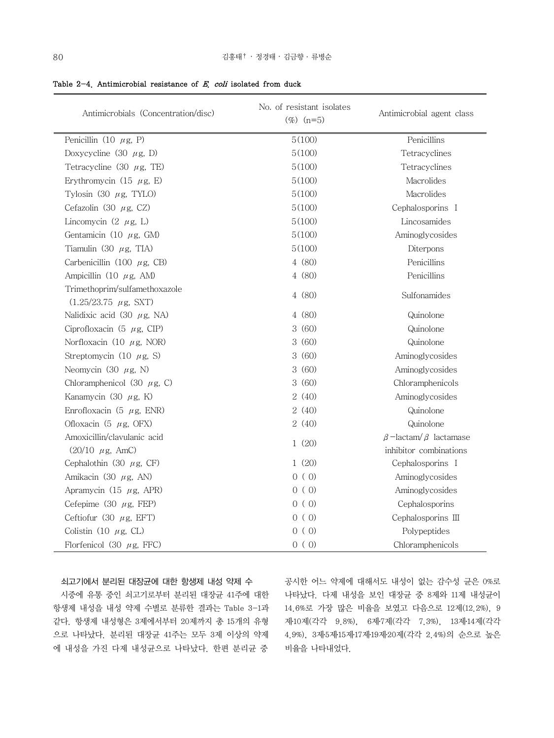Table 2-4. Antimicrobial resistance of *E. coli* isolated from duck

| Antimicrobials (Concentration/disc) | No. of resistant isolates (%) (n=5) | Antimicrobial agent class |
|---|---|---|
| Penicillin (10 $\mu$g, P) | 5(100) | Penicillins |
| Doxycycline (30 $\mu$g, D) | 5(100) | Tetracyclines |
| Tetracycline (30 $\mu$g, TE) | 5(100) | Tetracyclines |
| Erythromycin (15 $\mu$g, E) | 5(100) | Macrolides |
| Tylosin (30 $\mu$g, TYLO) | 5(100) | Macrolides |
| Cefazolin (30 $\mu$g, CZ) | 5(100) | Cephalosporins I |
| Lincomycin (2 $\mu$g, L) | 5(100) | Lincosamides |
| Gentamicin (10 $\mu$g, GM) | 5(100) | Aminoglycosides |
| Tiamulin (30 $\mu$g, TIA) | 5(100) | Diterpons |
| Carbenicillin (100 $\mu$g, CB) | 4 (80) | Penicillins |
| Ampicillin (10 $\mu$g, AM) | 4 (80) | Penicillins |
| Trimethoprim/sulfamethoxazole (1.25/23.75 $\mu$g, SXT) | 4 (80) | Sulfonamides |
| Nalidixic acid (30 $\mu$g, NA) | 4 (80) | Quinolone |
| Ciprofloxacin (5 $\mu$g, CIP) | 3 (60) | Quinolone |
| Norfloxacin (10 $\mu$g, NOR) | 3 (60) | Quinolone |
| Streptomycin (10 $\mu$g, S) | 3 (60) | Aminoglycosides |
| Neomycin (30 $\mu$g, N) | 3 (60) | Aminoglycosides |
| Chloramphenicol (30 $\mu$g, C) | 3 (60) | Chloramphenicols |
| Kanamycin (30 $\mu$g, K) | 2 (40) | Aminoglycosides |
| Enrofloxacin (5 $\mu$g, ENR) | 2 (40) | Quinolone |
| Ofloxacin (5 $\mu$g, OFX) | 2 (40) | Quinolone |
| Amoxicillin/clavulanic acid (20/10 $\mu$g, AmC) | 1 (20) | $\beta$-lactam/$\beta$ lactamase inhibitor combinations |
| Cephalothin (30 $\mu$g, CF) | 1 (20) | Cephalosporins I |
| Amikacin (30 $\mu$g, AN) | 0 ( 0) | Aminoglycosides |
| Apramycin (15 $\mu$g, APR) | 0 ( 0) | Aminoglycosides |
| Cefepime (30 $\mu$g, FEP) | 0 ( 0) | Cephalosporins |
| Ceftiofur (30 $\mu$g, EFT) | 0 ( 0) | Cephalosporins III |
| Colistin (10 $\mu$g, CL) | 0 ( 0) | Polypeptides |
| Florfenicol (30 $\mu$g, FFC) | 0 ( 0) | Chloramphenicols |

**쇠고기에서 분리된 대장균에 대한 항생제 내성 약제 수**

시중에 유통 중인 쇠고기로부터 분리된 대장균 41주에 대한 항생제 내성을 내성 약제 수별로 분류한 결과는 Table 3-1과 같다. 항생제 내성형은 3제에서부터 20제까지 총 15개의 유형으로 나타났다. 분리된 대장균 41주는 모두 3제 이상의 약제에 내성을 가진 다제 내성균으로 나타났다. 한편 분리균 중 공시한 어느 약제에 대해서도 내성이 없는 감수성 균은 0%로 나타났다. 다제 내성을 보인 대장균 중 8제와 11제 내성균이 14.6%로 가장 많은 비율을 보였고 다음으로 12제(12.2%), 9제·10제(각각 9.8%), 6제·7제(각각 7.3%), 13제·14제(각각 4.9%), 3제·5제·15제·17제·19제·20제(각각 2.4%)의 순으로 높은 비율을 나타내었다.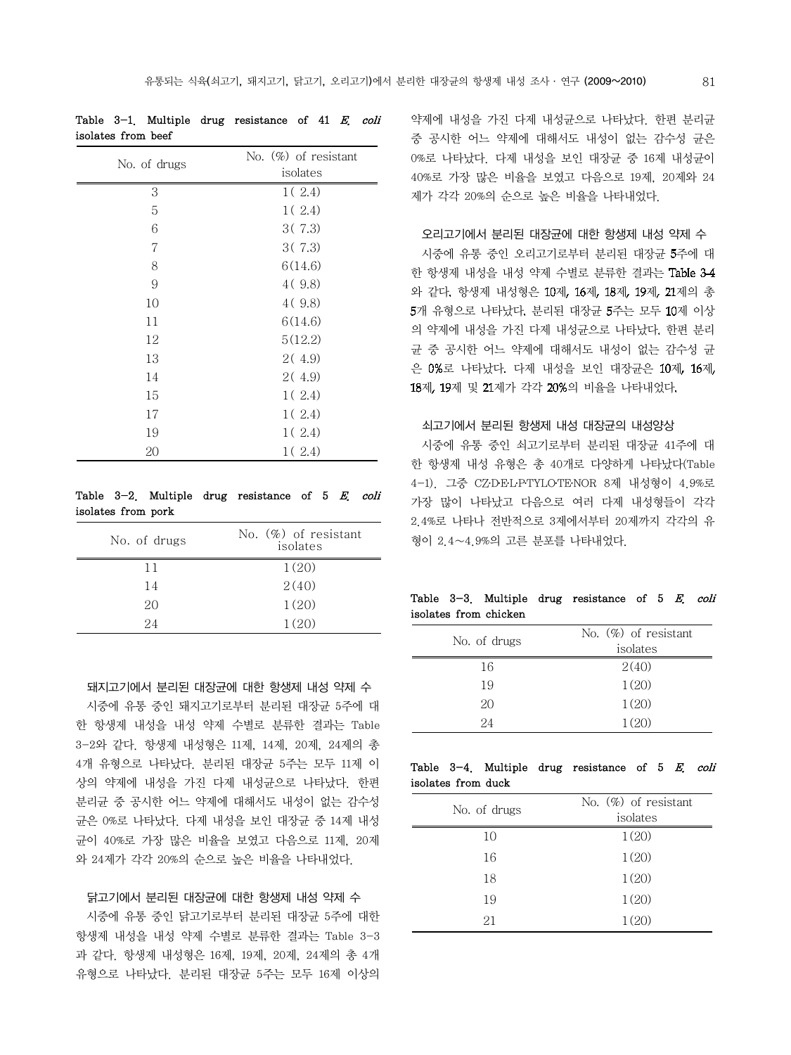Table 3-1. Multiple drug resistance of 41 *E. coli* isolates from beef

| No. of drugs | No. (%) of resistant isolates |
|---|---|
| 3 | 1( 2.4) |
| 5 | 1( 2.4) |
| 6 | 3( 7.3) |
| 7 | 3( 7.3) |
| 8 | 6(14.6) |
| 9 | 4( 9.8) |
| 10 | 4( 9.8) |
| 11 | 6(14.6) |
| 12 | 5(12.2) |
| 13 | 2( 4.9) |
| 14 | 2( 4.9) |
| 15 | 1( 2.4) |
| 17 | 1( 2.4) |
| 19 | 1( 2.4) |
| 20 | 1( 2.4) |

Table 3-2. Multiple drug resistance of 5 *E. coli* isolates from pork

| No. of drugs | No. (%) of resistant isolates |
|---|---|
| 11 | 1(20) |
| 14 | 2(40) |
| 20 | 1(20) |
| 24 | 1(20) |

### 돼지고기에서 분리된 대장균에 대한 항생제 내성 약제 수

시중에 유통 중인 돼지고기로부터 분리된 대장균 5주에 대한 항생제 내성을 내성 약제 수별로 분류한 결과는 Table 3-2와 같다. 항생제 내성형은 11제, 14제, 20제, 24제의 총 4개 유형으로 나타났다. 분리된 대장균 5주는 모두 11제 이상의 약제에 내성을 가진 다제 내성균으로 나타났다. 한편 분리균 중 공시한 어느 약제에 대해서도 내성이 없는 감수성 균은 0%로 나타났다. 다제 내성을 보인 대장균 중 14제 내성균이 40%로 가장 많은 비율을 보였고 다음으로 11제, 20제와 24제가 각각 20%의 순으로 높은 비율을 나타내었다.

### 닭고기에서 분리된 대장균에 대한 항생제 내성 약제 수

시중에 유통 중인 닭고기로부터 분리된 대장균 5주에 대한 항생제 내성을 내성 약제 수별로 분류한 결과는 Table 3-3과 같다. 항생제 내성형은 16제, 19제, 20제, 24제의 총 4개 유형으로 나타났다. 분리된 대장균 5주는 모두 16제 이상의 약제에 내성을 가진 다제 내성균으로 나타났다. 한편 분리균 중 공시한 어느 약제에 대해서도 내성이 없는 감수성 균은 0%로 나타났다. 다제 내성을 보인 대장균 중 16제 내성균이 40%로 가장 많은 비율을 보였고 다음으로 19제, 20제와 24제가 각각 20%의 순으로 높은 비율을 나타내었다.

### 오리고기에서 분리된 대장균에 대한 항생제 내성 약제 수

시중에 유통 중인 오리고기로부터 분리된 대장균 5주에 대한 항생제 내성을 내성 약제 수별로 분류한 결과는 Table 3-4와 같다. 항생제 내성형은 10제, 16제, 18제, 19제, 21제의 총 5개 유형으로 나타났다. 분리된 대장균 5주는 모두 10제 이상의 약제에 내성을 가진 다제 내성균으로 나타났다. 한편 분리균 중 공시한 어느 약제에 대해서도 내성이 없는 감수성 균은 0%로 나타났다. 다제 내성을 보인 대장균은 10제, 16제, 18제, 19제 및 21제가 각각 20%의 비율을 나타내었다.

### 쇠고기에서 분리된 항생제 내성 대장균의 내성양상

시중에 유통 중인 쇠고기로부터 분리된 대장균 41주에 대한 항생제 내성 유형은 총 40개로 다양하게 나타났다(Table 4-1). 그중 CZ·D·E·L·P·TYLO·TE·NOR 8제 내성형이 4.9%로 가장 많이 나타났고 다음으로 여러 다제 내성형들이 각각 2.4%로 나타나 전반적으로 3제에서부터 20제까지 각각의 유형이 2.4~4.9%의 고른 분포를 나타내었다.

Table 3-3. Multiple drug resistance of 5 *E. coli* isolates from chicken

| No. of drugs | No. (%) of resistant isolates |
|---|---|
| 16 | 2(40) |
| 19 | 1(20) |
| 20 | 1(20) |
| 24 | 1(20) |

Table 3-4. Multiple drug resistance of 5 *E. coli* isolates from duck

| No. of drugs | No. (%) of resistant isolates |
|---|---|
| 10 | 1(20) |
| 16 | 1(20) |
| 18 | 1(20) |
| 19 | 1(20) |
| 21 | 1(20) |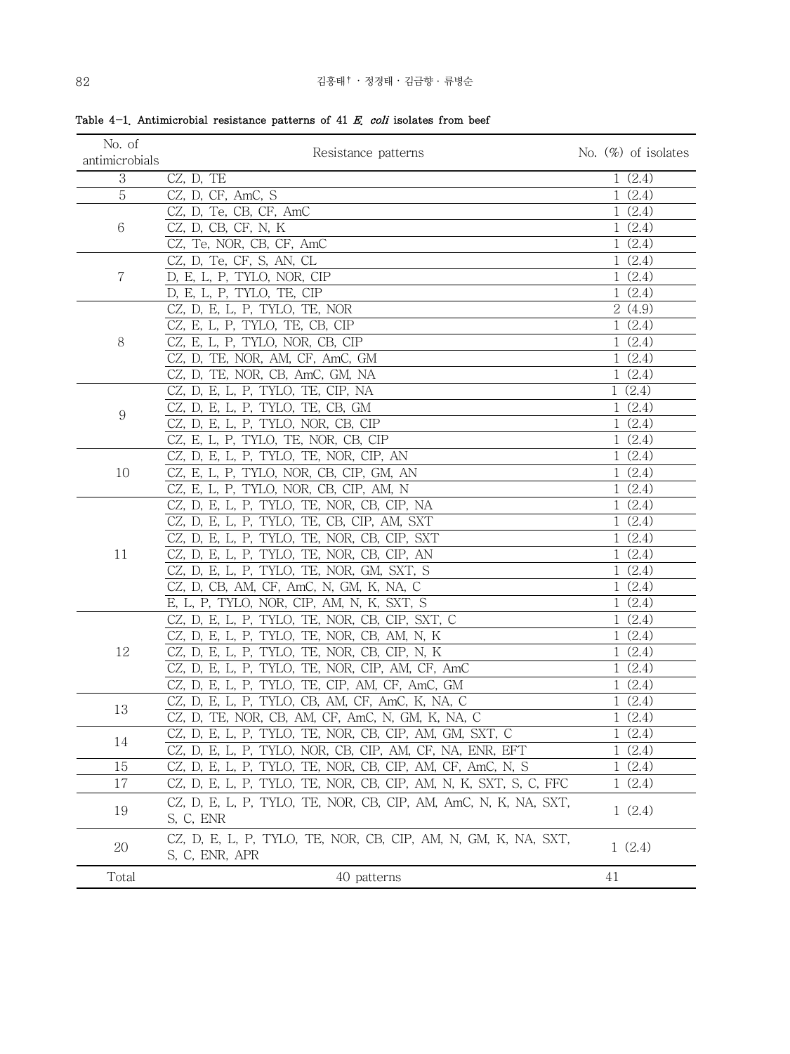**Table 4-1. Antimicrobial resistance patterns of 41 *E. coli* isolates from beef**

| No. of antimicrobials | Resistance patterns | No. (%) of isolates |
|---|---|---|
| 3 | CZ, D, TE | 1 (2.4) |
| 5 | CZ, D, CF, AmC, S | 1 (2.4) |
| 6 | CZ, D, Te, CB, CF, AmC | 1 (2.4) |
| | CZ, D, CB, CF, N, K | 1 (2.4) |
| | CZ, Te, NOR, CB, CF, AmC | 1 (2.4) |
| 7 | CZ, D, Te, CF, S, AN, CL | 1 (2.4) |
| | D, E, L, P, TYLO, NOR, CIP | 1 (2.4) |
| | D, E, L, P, TYLO, TE, CIP | 1 (2.4) |
| 8 | CZ, D, E, L, P, TYLO, TE, NOR | 2 (4.9) |
| | CZ, E, L, P, TYLO, TE, CB, CIP | 1 (2.4) |
| | CZ, E, L, P, TYLO, NOR, CB, CIP | 1 (2.4) |
| | CZ, D, TE, NOR, AM, CF, AmC, GM | 1 (2.4) |
| | CZ, D, TE, NOR, CB, AmC, GM, NA | 1 (2.4) |
| 9 | CZ, D, E, L, P, TYLO, TE, CIP, NA | 1 (2.4) |
| | CZ, D, E, L, P, TYLO, TE, CB, GM | 1 (2.4) |
| | CZ, D, E, L, P, TYLO, NOR, CB, CIP | 1 (2.4) |
| | CZ, E, L, P, TYLO, TE, NOR, CB, CIP | 1 (2.4) |
| 10 | CZ, D, E, L, P, TYLO, TE, NOR, CIP, AN | 1 (2.4) |
| | CZ, E, L, P, TYLO, NOR, CB, CIP, GM, AN | 1 (2.4) |
| | CZ, E, L, P, TYLO, NOR, CB, CIP, AM, N | 1 (2.4) |
| 11 | CZ, D, E, L, P, TYLO, TE, NOR, CB, CIP, NA | 1 (2.4) |
| | CZ, D, E, L, P, TYLO, TE, CB, CIP, AM, SXT | 1 (2.4) |
| | CZ, D, E, L, P, TYLO, TE, NOR, CB, CIP, SXT | 1 (2.4) |
| | CZ, D, E, L, P, TYLO, TE, NOR, CB, CIP, AN | 1 (2.4) |
| | CZ, D, E, L, P, TYLO, TE, NOR, GM, SXT, S | 1 (2.4) |
| | CZ, D, CB, AM, CF, AmC, N, GM, K, NA, C | 1 (2.4) |
| | E, L, P, TYLO, NOR, CIP, AM, N, K, SXT, S | 1 (2.4) |
| 12 | CZ, D, E, L, P, TYLO, TE, NOR, CB, CIP, SXT, C | 1 (2.4) |
| | CZ, D, E, L, P, TYLO, TE, NOR, CB, AM, N, K | 1 (2.4) |
| | CZ, D, E, L, P, TYLO, TE, NOR, CB, CIP, N, K | 1 (2.4) |
| | CZ, D, E, L, P, TYLO, TE, NOR, CIP, AM, CF, AmC | 1 (2.4) |
| | CZ, D, E, L, P, TYLO, TE, CIP, AM, CF, AmC, GM | 1 (2.4) |
| 13 | CZ, D, E, L, P, TYLO, CB, AM, CF, AmC, K, NA, C | 1 (2.4) |
| | CZ, D, TE, NOR, CB, AM, CF, AmC, N, GM, K, NA, C | 1 (2.4) |
| 14 | CZ, D, E, L, P, TYLO, TE, NOR, CB, CIP, AM, GM, SXT, C | 1 (2.4) |
| | CZ, D, E, L, P, TYLO, NOR, CB, CIP, AM, CF, NA, ENR, EFT | 1 (2.4) |
| 15 | CZ, D, E, L, P, TYLO, TE, NOR, CB, CIP, AM, CF, AmC, N, S | 1 (2.4) |
| 17 | CZ, D, E, L, P, TYLO, TE, NOR, CB, CIP, AM, N, K, SXT, S, C, FFC | 1 (2.4) |
| 19 | CZ, D, E, L, P, TYLO, TE, NOR, CB, CIP, AM, AmC, N, K, NA, SXT, S, C, ENR | 1 (2.4) |
| 20 | CZ, D, E, L, P, TYLO, TE, NOR, CB, CIP, AM, N, GM, K, NA, SXT, S, C, ENR, APR | 1 (2.4) |
| Total | 40 patterns | 41 |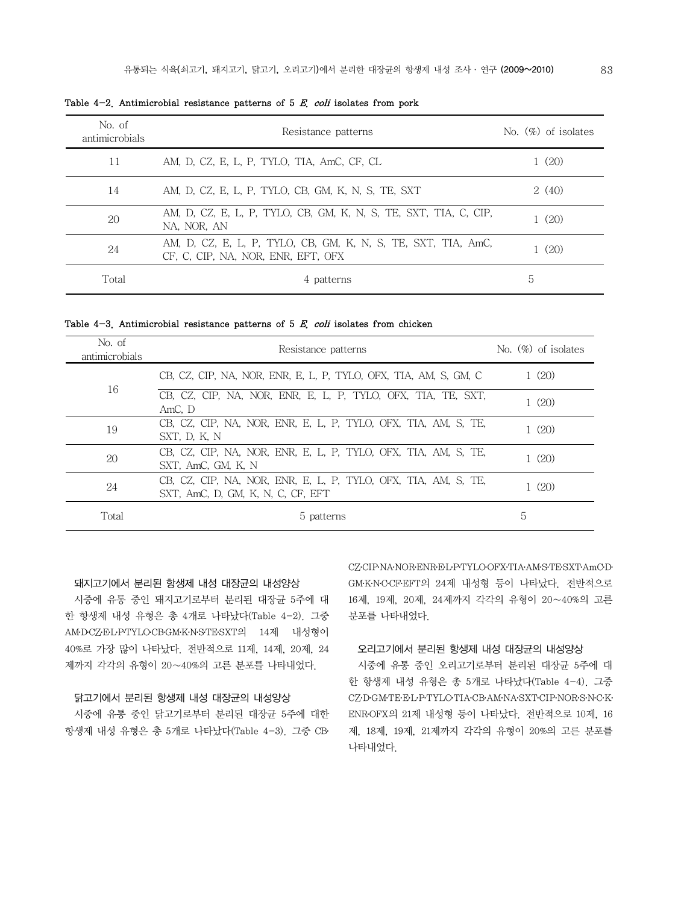Table 4-2. Antimicrobial resistance patterns of 5 *E. coli* isolates from pork

| No. of antimicrobials | Resistance patterns | No. (%) of isolates |
|---|---|---|
| 11 | AM, D, CZ, E, L, P, TYLO, TIA, AmC, CF, CL | 1 (20) |
| 14 | AM, D, CZ, E, L, P, TYLO, CB, GM, K, N, S, TE, SXT | 2 (40) |
| 20 | AM, D, CZ, E, L, P, TYLO, CB, GM, K, N, S, TE, SXT, TIA, C, CIP, NA, NOR, AN | 1 (20) |
| 24 | AM, D, CZ, E, L, P, TYLO, CB, GM, K, N, S, TE, SXT, TIA, AmC, CF, C, CIP, NA, NOR, ENR, EFT, OFX | 1 (20) |
| Total | 4 patterns | 5 |

Table 4-3. Antimicrobial resistance patterns of 5 *E. coli* isolates from chicken

| No. of antimicrobials | Resistance patterns | No. (%) of isolates |
|---|---|---|
| 16 | CB, CZ, CIP, NA, NOR, ENR, E, L, P, TYLO, OFX, TIA, AM, S, GM, C | 1 (20) |
| | CB, CZ, CIP, NA, NOR, ENR, E, L, P, TYLO, OFX, TIA, TE, SXT, AmC, D | 1 (20) |
| 19 | CB, CZ, CIP, NA, NOR, ENR, E, L, P, TYLO, OFX, TIA, AM, S, TE, SXT, D, K, N | 1 (20) |
| 20 | CB, CZ, CIP, NA, NOR, ENR, E, L, P, TYLO, OFX, TIA, AM, S, TE, SXT, AmC, GM, K, N | 1 (20) |
| 24 | CB, CZ, CIP, NA, NOR, ENR, E, L, P, TYLO, OFX, TIA, AM, S, TE, SXT, AmC, D, GM, K, N, C, CF, EFT | 1 (20) |
| Total | 5 patterns | 5 |

### 돼지고기에서 분리된 항생제 내성 대장균의 내성양상

시중에 유통 중인 돼지고기로부터 분리된 대장균 5주에 대한 항생제 내성 유형은 총 4개로 나타났다(Table 4-2). 그중 AM·D·CZ·E·L·P·TYLO·CB·GM·K·N·S·TE·SXT의 14제 내성형이 40%로 가장 많이 나타났다. 전반적으로 11제, 14제, 20제, 24제까지 각각의 유형이 20~40%의 고른 분포를 나타내었다.

### 닭고기에서 분리된 항생제 내성 대장균의 내성양상

시중에 유통 중인 닭고기로부터 분리된 대장균 5주에 대한 항생제 내성 유형은 총 5개로 나타났다(Table 4-3). 그중 CB·CZ·CIP·NA·NOR·ENR·E·L·P·TYLO·OFX·TIA·AM·S·TE·SXT·AmC·D·GM·K·N·C·CF·EFT의 24제 내성형 등이 나타났다. 전반적으로 16제, 19제, 20제, 24제까지 각각의 유형이 20~40%의 고른 분포를 나타내었다.

### 오리고기에서 분리된 항생제 내성 대장균의 내성양상

시중에 유통 중인 오리고기로부터 분리된 대장균 5주에 대한 항생제 내성 유형은 총 5개로 나타났다(Table 4-4). 그중 CZ·D·GM·TE·E·L·P·TYLO·TIA·CB·AM·NA·SXT·CIP·NOR·S·N·C·K·ENR·OFX의 21제 내성형 등이 나타났다. 전반적으로 10제, 16제, 18제, 19제, 21제까지 각각의 유형이 20%의 고른 분포를 나타내었다.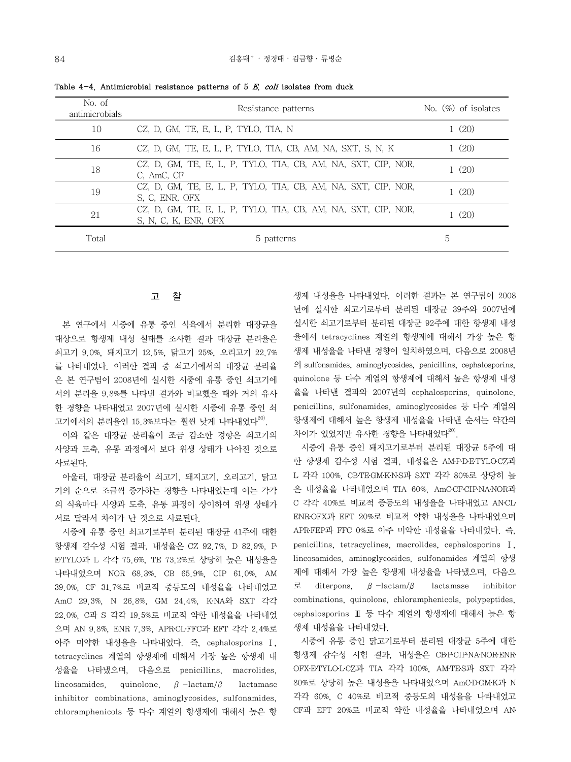Table 4-4. Antimicrobial resistance patterns of 5 *E. coli* isolates from duck

| No. of antimicrobials | Resistance patterns | No. (%) of isolates |
|---|---|---|
| 10 | CZ, D, GM, TE, E, L, P, TYLO, TIA, N | 1 (20) |
| 16 | CZ, D, GM, TE, E, L, P, TYLO, TIA, CB, AM, NA, SXT, S, N, K | 1 (20) |
| 18 | CZ, D, GM, TE, E, L, P, TYLO, TIA, CB, AM, NA, SXT, CIP, NOR, C, AmC, CF | 1 (20) |
| 19 | CZ, D, GM, TE, E, L, P, TYLO, TIA, CB, AM, NA, SXT, CIP, NOR, S, C, ENR, OFX | 1 (20) |
| 21 | CZ, D, GM, TE, E, L, P, TYLO, TIA, CB, AM, NA, SXT, CIP, NOR, S, N, C, K, ENR, OFX | 1 (20) |
| Total | 5 patterns | 5 |

## 고 찰

본 연구에서 시중에 유통 중인 식육에서 분리한 대장균을 대상으로 항생제 내성 실태를 조사한 결과 대장균 분리율은 쇠고기 9.0%, 돼지고기 12.5%, 닭고기 25%, 오리고기 22.7%를 나타내었다. 이러한 결과 중 쇠고기에서의 대장균 분리율은 본 연구팀이 2008년에 실시한 시중에 유통 중인 쇠고기에서의 분리율 9.8%를 나타낸 결과와 비교했을 때와 거의 유사한 경향을 나타내었고 2007년에 실시한 시중에 유통 중인 쇠고기에서의 분리율인 15.3%보다는 훨씬 낮게 나타내었다[20].

이와 같은 대장균 분리율이 조금 감소한 경향은 쇠고기의 사양과 도축, 유통 과정에서 보다 위생 상태가 나아진 것으로 사료된다.

아울러, 대장균 분리율이 쇠고기, 돼지고기, 오리고기, 닭고기의 순으로 조금씩 증가하는 경향을 나타내었는데 이는 각각의 식육마다 사양과 도축, 유통 과정이 상이하여 위생 상태가 서로 달라서 차이가 난 것으로 사료된다.

시중에 유통 중인 쇠고기로부터 분리된 대장균 41주에 대한 항생제 감수성 시험 결과, 내성율은 CZ 92.7%, D 82.9%, P·E·TYLO과 L 각각 75.6%, TE 73.2%로 상당히 높은 내성율을 나타내었으며 NOR 68.3%, CB 65.9%, CIP 61.0%, AM 39.0%, CF 31.7%로 비교적 중등도의 내성율을 나타내었고 AmC 29.3%, N 26.8%, GM 24.4%, K·NA와 SXT 각각 22.0%, C과 S 각각 19.5%로 비교적 약한 내성율을 나타내었으며 AN 9.8%, ENR 7.3%, APR·CL·FFC과 EFT 각각 2.4%로 아주 미약한 내성율을 나타내었다. 즉, cephalosporins Ⅰ, tetracyclines 계열의 항생제에 대해서 가장 높은 항생제 내성율을 나타냈으며, 다음으로 penicillins, macrolides, lincosamides, quinolone, $\beta$-lactam/$\beta$ lactamase inhibitor combinations, aminoglycosides, sulfonamides, chloramphenicols 등 다수 계열의 항생제에 대해서 높은 항생제 내성율을 나타내었다. 이러한 결과는 본 연구팀이 2008년에 실시한 쇠고기로부터 분리된 대장균 39주와 2007년에 실시한 쇠고기로부터 분리된 대장균 92주에 대한 항생제 내성율에서 tetracyclines 계열의 항생제에 대해서 가장 높은 항생제 내성율을 나타낸 경향이 일치하였으며, 다음으로 2008년의 sulfonamides, aminoglycosides, penicillins, cephalosporins, quinolone 등 다수 계열의 항생제에 대해서 높은 항생제 내성율을 나타낸 결과와 2007년의 cephalosporins, quinolone, penicillins, sulfonamides, aminoglycosides 등 다수 계열의 항생제에 대해서 높은 항생제 내성율을 나타낸 순서는 약간의 차이가 있었지만 유사한 경향을 나타내었다[20].

시중에 유통 중인 돼지고기로부터 분리된 대장균 5주에 대한 항생제 감수성 시험 결과, 내성율은 AM·P·D·E·TYLO·CZ과 L 각각 100%, CB·TE·GM·K·N·S과 SXT 각각 80%로 상당히 높은 내성율을 나타내었으며 TIA 60%, AmC·CF·CIP·NA·NOR과 C 각각 40%로 비교적 중등도의 내성율을 나타내었고 AN·CL·ENR·OFX과 EFT 20%로 비교적 약한 내성율을 나타내었으며 APR·FEP과 FFC 0%로 아주 미약한 내성율을 나타내었다. 즉, penicillins, tetracyclines, macrolides, cephalosporins Ⅰ, lincosamides, aminoglycosides, sulfonamides 계열의 항생제에 대해서 가장 높은 항생제 내성율을 나타냈으며, 다음으로 diterpons, $\beta$-lactam/$\beta$ lactamase inhibitor combinations, quinolone, chloramphenicols, polypeptides, cephalosporins Ⅲ 등 다수 계열의 항생제에 대해서 높은 항생제 내성율을 나타내었다.

시중에 유통 중인 닭고기로부터 분리된 대장균 5주에 대한 항생제 감수성 시험 결과, 내성율은 CB·P·CIP·NA·NOR·ENR·OFX·E·TYLO·L·CZ과 TIA 각각 100%, AM·TE·S과 SXT 각각 80%로 상당히 높은 내성율을 나타내었으며 AmC·D·GM·K과 N 각각 60%, C 40%로 비교적 중등도의 내성율을 나타내었고 CF과 EFT 20%로 비교적 약한 내성율을 나타내었으며 AN·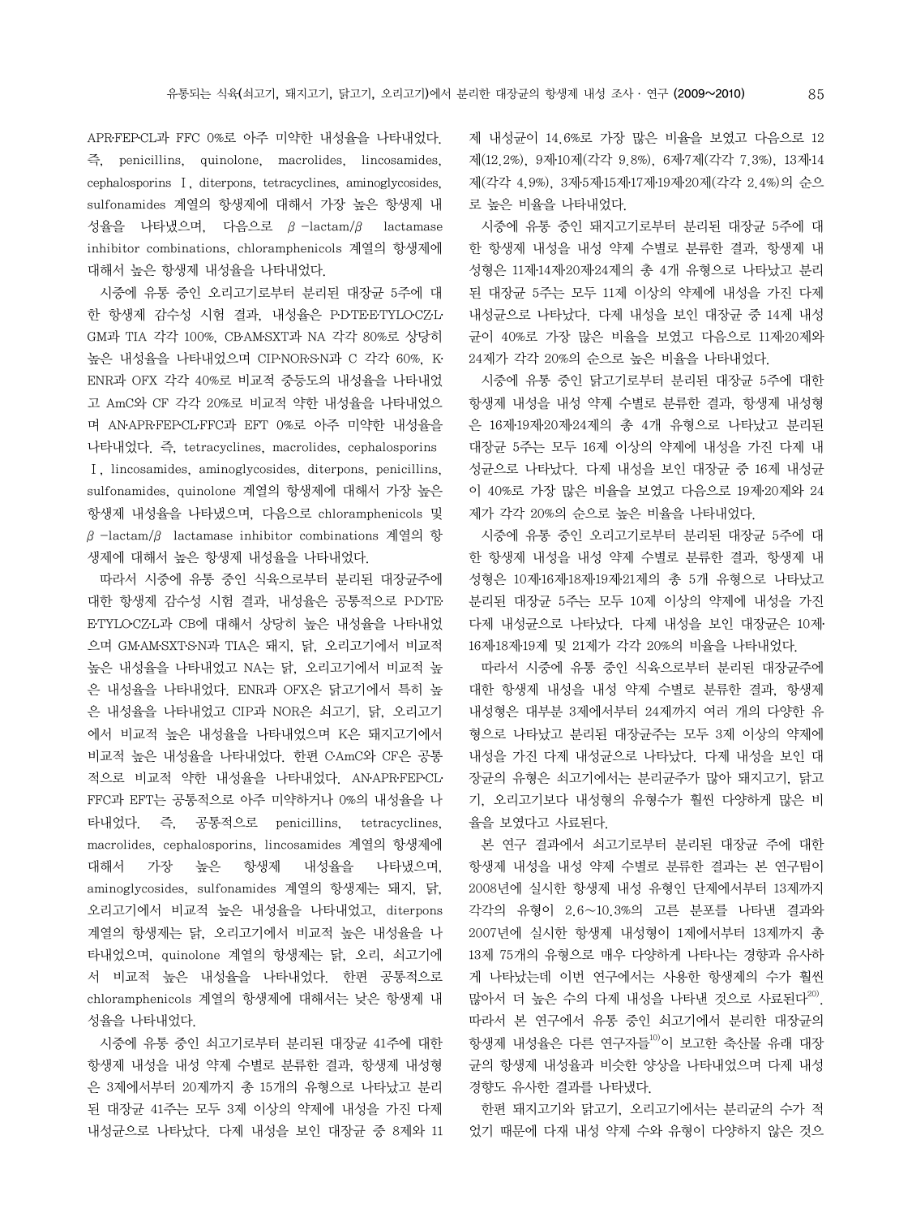APR·FEP·CL과 FFC 0%로 아주 미약한 내성율을 나타내었다. 즉, penicillins, quinolone, macrolides, lincosamides, cephalosporins Ⅰ, diterpons, tetracyclines, aminoglycosides, sulfonamides 계열의 항생제에 대해서 가장 높은 항생제 내성율을 나타냈으며, 다음으로 β-lactam/β lactamase inhibitor combinations, chloramphenicols 계열의 항생제에 대해서 높은 항생제 내성율을 나타내었다.

시중에 유통 중인 오리고기로부터 분리된 대장균 5주에 대한 항생제 감수성 시험 결과, 내성율은 P·D·TE·E·TYLO·CZ·L·GM과 TIA 각각 100%, CB·AM·SXT과 NA 각각 80%로 상당히 높은 내성율을 나타내었으며 CIP·NOR·S·N과 C 각각 60%, K·ENR과 OFX 각각 40%로 비교적 중등도의 내성율을 나타내었고 AmC와 CF 각각 20%로 비교적 약한 내성율을 나타내었으며 AN·APR·FEP·CL·FFC과 EFT 0%로 아주 미약한 내성율을 나타내었다. 즉, tetracyclines, macrolides, cephalosporins Ⅰ, lincosamides, aminoglycosides, diterpons, penicillins, sulfonamides, quinolone 계열의 항생제에 대해서 가장 높은 항생제 내성율을 나타냈으며, 다음으로 chloramphenicols 및 β-lactam/β lactamase inhibitor combinations 계열의 항생제에 대해서 높은 항생제 내성율을 나타내었다.

따라서 시중에 유통 중인 식육으로부터 분리된 대장균주에 대한 항생제 감수성 시험 결과, 내성율은 공통적으로 P·D·TE·E·TYLO·CZ·L과 CB에 대해서 상당히 높은 내성율을 나타내었으며 GM·AM·SXT·S·N과 TIA은 돼지, 닭, 오리고기에서 비교적 높은 내성율을 나타내었고 NA는 닭, 오리고기에서 비교적 높은 내성율을 나타내었다. ENR과 OFX은 닭고기에서 특히 높은 내성율을 나타내었고 CIP과 NOR은 쇠고기, 닭, 오리고기에서 비교적 높은 내성율을 나타내었으며 K은 돼지고기에서 비교적 높은 내성율을 나타내었다. 한편 C·AmC와 CF은 공통적으로 비교적 약한 내성율을 나타내었다. AN·APR·FEP·CL·FFC과 EFT는 공통적으로 아주 미약하거나 0%의 내성율을 나타내었다. 즉, 공통적으로 penicillins, tetracyclines, macrolides, cephalosporins, lincosamides 계열의 항생제에 대해서 가장 높은 항생제 내성율을 나타냈으며, aminoglycosides, sulfonamides 계열의 항생제는 돼지, 닭, 오리고기에서 비교적 높은 내성율을 나타내었고, diterpons 계열의 항생제는 닭, 오리고기에서 비교적 높은 내성율을 나타내었으며, quinolone 계열의 항생제는 닭, 오리, 쇠고기에서 비교적 높은 내성율을 나타내었다. 한편 공통적으로 chloramphenicols 계열의 항생제에 대해서는 낮은 항생제 내성율을 나타내었다.

시중에 유통 중인 쇠고기로부터 분리된 대장균 41주에 대한 항생제 내성을 내성 약제 수별로 분류한 결과, 항생제 내성형은 3제에서부터 20제까지 총 15개의 유형으로 나타났고 분리된 대장균 41주는 모두 3제 이상의 약제에 내성을 가진 다제 내성균으로 나타났다. 다제 내성을 보인 대장균 중 8제와 11제 내성균이 14.6%로 가장 많은 비율을 보였고 다음으로 12제(12.2%), 9제·10제(각각 9.8%), 6제·7제(각각 7.3%), 13제·14제(각각 4.9%), 3제·5제·15제·17제·19제·20제(각각 2.4%)의 순으로 높은 비율을 나타내었다.

시중에 유통 중인 돼지고기로부터 분리된 대장균 5주에 대한 항생제 내성을 내성 약제 수별로 분류한 결과, 항생제 내성형은 11제·14제·20제·24제의 총 4개 유형으로 나타났고 분리된 대장균 5주는 모두 11제 이상의 약제에 내성을 가진 다제 내성균으로 나타났다. 다제 내성을 보인 대장균 중 14제 내성균이 40%로 가장 많은 비율을 보였고 다음으로 11제·20제와 24제가 각각 20%의 순으로 높은 비율을 나타내었다.

시중에 유통 중인 닭고기로부터 분리된 대장균 5주에 대한 항생제 내성을 내성 약제 수별로 분류한 결과, 항생제 내성형은 16제·19제·20제·24제의 총 4개 유형으로 나타났고 분리된 대장균 5주는 모두 16제 이상의 약제에 내성을 가진 다제 내성균으로 나타났다. 다제 내성을 보인 대장균 중 16제 내성균이 40%로 가장 많은 비율을 보였고 다음으로 19제·20제와 24제가 각각 20%의 순으로 높은 비율을 나타내었다.

시중에 유통 중인 오리고기로부터 분리된 대장균 5주에 대한 항생제 내성을 내성 약제 수별로 분류한 결과, 항생제 내성형은 10제·16제·18제·19제·21제의 총 5개 유형으로 나타났고 분리된 대장균 5주는 모두 10제 이상의 약제에 내성을 가진 다제 내성균으로 나타났다. 다제 내성을 보인 대장균은 10제·16제·18제·19제 및 21제가 각각 20%의 비율을 나타내었다.

따라서 시중에 유통 중인 식육으로부터 분리된 대장균주에 대한 항생제 내성을 내성 약제 수별로 분류한 결과, 항생제 내성형은 대부분 3제에서부터 24제까지 여러 개의 다양한 유형으로 나타났고 분리된 대장균주는 모두 3제 이상의 약제에 내성을 가진 다제 내성균으로 나타났다. 다제 내성을 보인 대장균의 유형은 쇠고기에서는 분리균주가 많아 돼지고기, 닭고기, 오리고기보다 내성형의 유형수가 훨씬 다양하게 많은 비율을 보였다고 사료된다.

본 연구 결과에서 쇠고기로부터 분리된 대장균 주에 대한 항생제 내성을 내성 약제 수별로 분류한 결과는 본 연구팀이 2008년에 실시한 항생제 내성 유형인 단제에서부터 13제까지 각각의 유형이 2.6~10.3%의 고른 분포를 나타낸 결과와 2007년에 실시한 항생제 내성형이 1제에서부터 13제까지 총 13제 75개의 유형으로 매우 다양하게 나타나는 경향과 유사하게 나타났는데 이번 연구에서는 사용한 항생제의 수가 훨씬 많아서 더 높은 수의 다제 내성을 나타낸 것으로 사료된다[20]. 따라서 본 연구에서 유통 중인 쇠고기에서 분리한 대장균의 항생제 내성율은 다른 연구자들[10]이 보고한 축산물 유래 대장균의 항생제 내성율과 비슷한 양상을 나타내었으며 다제 내성 경향도 유사한 결과를 나타냈다.

한편 돼지고기와 닭고기, 오리고기에서는 분리균의 수가 적었기 때문에 다제 내성 약제 수와 유형이 다양하지 않은 것으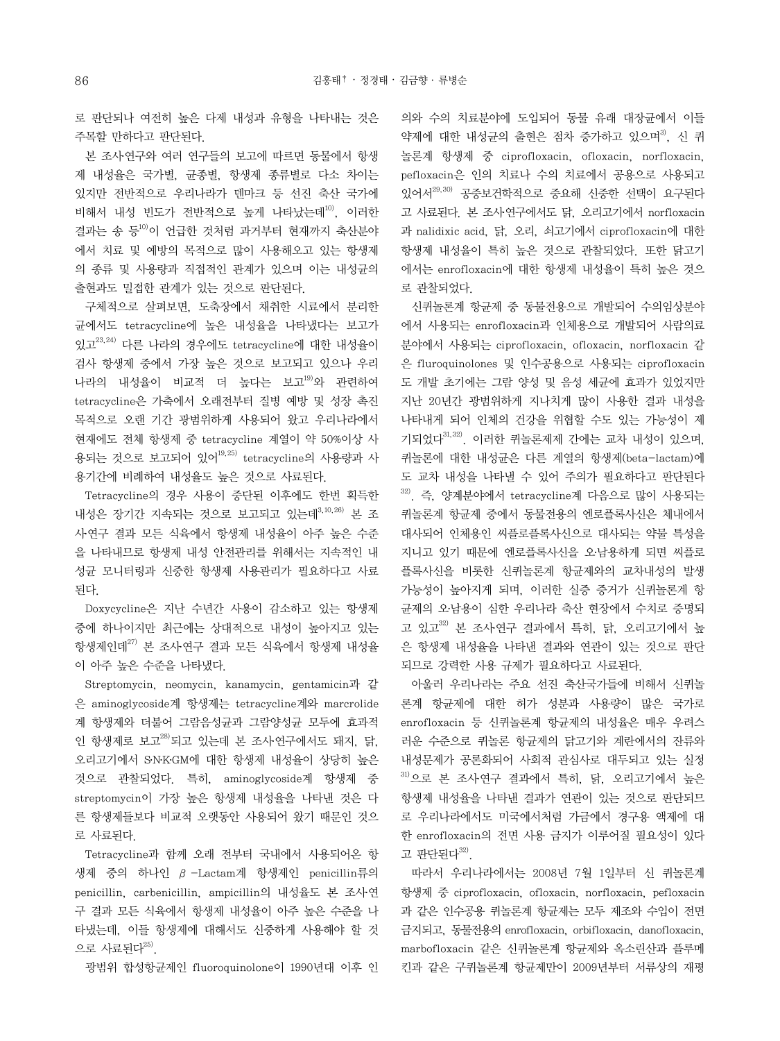로 판단되나 여전히 높은 다제 내성과 유형을 나타내는 것은 주목할 만하다고 판단된다.

본 조사연구와 여러 연구들의 보고에 따르면 동물에서 항생제 내성율은 국가별, 균종별, 항생제 종류별로 다소 차이는 있지만 전반적으로 우리나라가 덴마크 등 선진 축산 국가에 비해서 내성 빈도가 전반적으로 높게 나타났는데[10], 이러한 결과는 송 등[10]이 언급한 것처럼 과거부터 현재까지 축산분야에서 치료 및 예방의 목적으로 많이 사용해오고 있는 항생제의 종류 및 사용량과 직접적인 관계가 있으며 이는 내성균의 출현과도 밀접한 관계가 있는 것으로 판단된다.

구체적으로 살펴보면, 도축장에서 채취한 시료에서 분리한 균에서도 tetracycline에 높은 내성율을 나타냈다는 보고가 있고[23,24] 다른 나라의 경우에도 tetracycline에 대한 내성율이 검사 항생제 중에서 가장 높은 것으로 보고되고 있으나 우리나라의 내성율이 비교적 더 높다는 보고[19]와 관련하여 tetracycline은 가축에서 오래전부터 질병 예방 및 성장 촉진 목적으로 오랜 기간 광범위하게 사용되어 왔고 우리나라에서 현재에도 전체 항생제 중 tetracycline 계열이 약 50%이상 사용되는 것으로 보고되어 있어[19,25] tetracycline의 사용량과 사용기간에 비례하여 내성율도 높은 것으로 사료된다.

Tetracycline의 경우 사용이 중단된 이후에도 한번 획득한 내성은 장기간 지속되는 것으로 보고되고 있는데[3,10,26] 본 조사연구 결과 모든 식육에서 항생제 내성율이 아주 높은 수준을 나타내므로 항생제 내성 안전관리를 위해서는 지속적인 내성균 모니터링과 신중한 항생제 사용관리가 필요하다고 사료된다.

Doxycycline은 지난 수년간 사용이 감소하고 있는 항생제 중에 하나이지만 최근에는 상대적으로 내성이 높아지고 있는 항생제인데[27] 본 조사연구 결과 모든 식육에서 항생제 내성율이 아주 높은 수준을 나타냈다.

Streptomycin, neomycin, kanamycin, gentamicin과 같은 aminoglycoside계 항생제는 tetracycline계와 marcrolide계 항생제와 더불어 그람음성균과 그람양성균 모두에 효과적인 항생제로 보고[28]되고 있는데 본 조사연구에서도 돼지, 닭, 오리고기에서 S·N·K·GM에 대한 항생제 내성율이 상당히 높은 것으로 관찰되었다. 특히, aminoglycoside계 항생제 중 streptomycin이 가장 높은 항생제 내성율을 나타낸 것은 다른 항생제들보다 비교적 오랫동안 사용되어 왔기 때문인 것으로 사료된다.

Tetracycline과 함께 오래 전부터 국내에서 사용되어온 항생제 중의 하나인 $\beta$-Lactam계 항생제인 penicillin류의 penicillin, carbenicillin, ampicillin의 내성율도 본 조사연구 결과 모든 식육에서 항생제 내성율이 아주 높은 수준을 나타냈는데, 이들 항생제에 대해서도 신중하게 사용해야 할 것으로 사료된다[25].

광범위 합성항균제인 fluoroquinolone이 1990년대 이후 인의와 수의 치료분야에 도입되어 동물 유래 대장균에서 이들 약제에 대한 내성균의 출현은 점차 증가하고 있으며[3], 신 퀴놀론계 항생제 중 ciprofloxacin, ofloxacin, norfloxacin, pefloxacin은 인의 치료나 수의 치료에서 공용으로 사용되고 있어서[29,30] 공중보건학적으로 중요해 신중한 선택이 요구된다고 사료된다. 본 조사연구에서도 닭, 오리고기에서 norfloxacin과 nalidixic acid, 닭, 오리, 쇠고기에서 ciprofloxacin에 대한 항생제 내성율이 특히 높은 것으로 관찰되었다. 또한 닭고기에서는 enrofloxacin에 대한 항생제 내성율이 특히 높은 것으로 관찰되었다.

신퀴놀론계 항균제 중 동물전용으로 개발되어 수의임상분야에서 사용되는 enrofloxacin과 인체용으로 개발되어 사람의료분야에서 사용되는 ciprofloxacin, ofloxacin, norfloxacin 같은 fluroquinolones 및 인수공용으로 사용되는 ciprofloxacin도 개발 초기에는 그람 양성 및 음성 세균에 효과가 있었지만 지난 20년간 광범위하게 지나치게 많이 사용한 결과 내성을 나타내게 되어 인체의 건강을 위협할 수도 있는 가능성이 제기되었다[31,32]. 이러한 퀴놀론제제 간에는 교차 내성이 있으며, 퀴놀론에 대한 내성균은 다른 계열의 항생제(beta-lactam)에도 교차 내성을 나타낼 수 있어 주의가 필요하다고 판단된다[32]. 즉, 양계분야에서 tetracycline계 다음으로 많이 사용되는 퀴놀론계 항균제 중에서 동물전용의 엔로플록사신은 체내에서 대사되어 인체용인 씨플로플록사신으로 대사되는 약물 특성을 지니고 있기 때문에 엔로플록사신을 오·남용하게 되면 씨플로플록사신을 비롯한 신퀴놀론계 항균제와의 교차내성의 발생 가능성이 높아지게 되며, 이러한 실증 증거가 신퀴놀론계 항균제의 오·남용이 심한 우리나라 축산 현장에서 수치로 증명되고 있고[32] 본 조사연구 결과에서 특히, 닭, 오리고기에서 높은 항생제 내성율을 나타낸 결과와 연관이 있는 것으로 판단되므로 강력한 사용 규제가 필요하다고 사료된다.

아울러 우리나라는 주요 선진 축산국가들에 비해서 신퀴놀론계 항균제에 대한 허가 성분과 사용량이 많은 국가로 enrofloxacin 등 신퀴놀론계 항균제의 내성율은 매우 우려스러운 수준으로 퀴놀론 항균제의 닭고기와 계란에서의 잔류와 내성문제가 공론화되어 사회적 관심사로 대두되고 있는 실정[31]으로 본 조사연구 결과에서 특히, 닭, 오리고기에서 높은 항생제 내성율을 나타낸 결과가 연관이 있는 것으로 판단되므로 우리나라에서도 미국에서처럼 가금에서 경구용 액제에 대한 enrofloxacin의 전면 사용 금지가 이루어질 필요성이 있다고 판단된다[32].

따라서 우리나라에서는 2008년 7월 1일부터 신 퀴놀론계 항생제 중 ciprofloxacin, ofloxacin, norfloxacin, pefloxacin과 같은 인수공용 퀴놀론계 항균제는 모두 제조와 수입이 전면 금지되고, 동물전용의 enrofloxacin, orbifloxacin, danofloxacin, marbofloxacin 같은 신퀴놀론계 항균제와 옥소린산과 플루메킨과 같은 구퀴놀론계 항균제만이 2009년부터 서류상의 재평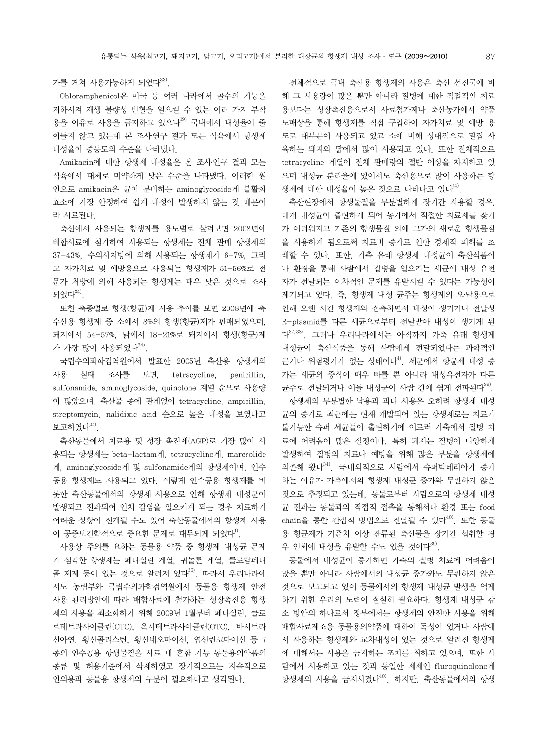가를 거쳐 사용가능하게 되었다[33].

Chloramphenicol은 미국 등 여러 나라에서 골수의 기능을 저하시켜 재생 불량성 빈혈을 일으킬 수 있는 여러 가지 부작용을 이유로 사용을 금지하고 있으나[19] 국내에서 내성율이 줄어들지 않고 있는데 본 조사연구 결과 모든 식육에서 항생제 내성율이 중등도의 수준을 나타냈다.

Amikacin에 대한 항생제 내성율은 본 조사연구 결과 모든 식육에서 대체로 미약하게 낮은 수준을 나타냈다. 이러한 원인으로 amikacin은 균이 분비하는 aminoglycoside계 불활화 효소에 가장 안정하여 쉽게 내성이 발생하지 않는 것 때문이라 사료된다.

축산에서 사용되는 항생제를 용도별로 살펴보면 2008년에 배합사료에 첨가하여 사용되는 항생제는 전체 판매 항생제의 37-43%, 수의사처방에 의해 사용되는 항생제가 6-7%, 그리고 자가치료 및 예방용으로 사용되는 항생제가 51-56%로 전문가 처방에 의해 사용되는 항생제는 매우 낮은 것으로 조사되었다[34].

또한 축종별로 항생(항균)제 사용 추이를 보면 2008년에 축수산용 항생제 중 소에서 8%의 항생(항균)제가 판매되었으며, 돼지에서 54-57%, 닭에서 18-21%로 돼지에서 항생(항균)제가 가장 많이 사용되었다[34].

국립수의과학검역원에서 발표한 2005년 축산용 항생제의 사용 실태 조사를 보면, tetracycline, penicillin, sulfonamide, aminoglycoside, quinolone 계열 순으로 사용량이 많았으며, 축산물 종에 관계없이 tetracycline, ampicillin, streptomycin, nalidixic acid 순으로 높은 내성을 보였다고 보고하였다[35].

축산동물에서 치료용 및 성장 촉진제(AGP)로 가장 많이 사용되는 항생제는 beta-lactam계, tetracycline계, marcrolide계, aminoglycoside계 및 sulfonamide계의 항생제이며, 인수공용 항생제도 사용되고 있다. 이렇게 인수공용 항생제를 비롯한 축산동물에서의 항생제 사용으로 인해 항생제 내성균이 발생되고 전파되어 인체 감염을 일으키게 되는 경우 치료하기 어려운 상황이 전개될 수도 있어 축산동물에서의 항생제 사용이 공중보건학적으로 중요한 문제로 대두되게 되었다[1].

사용상 주의를 요하는 동물용 약품 중 항생제 내성균 문제가 심각한 항생제는 페니실린 계열, 퀴놀론 계열, 클로람페니콜 제제 등이 있는 것으로 알려져 있다[36]. 따라서 우리나라에서도 농림부와 국립수의과학검역원에서 동물용 항생제 안전사용 관리방안에 따라 배합사료에 첨가하는 성장촉진용 항생제의 사용을 최소화하기 위해 2009년 1월부터 페니실린, 클로르테트라사이클린(CTC), 옥시테트라사이클린(OTC), 바시트라신아연, 황산콜리스틴, 황산네오마이신, 염산린코마이신 등 7종의 인수공용 항생물질을 사료 내 혼합 가능 동물용의약품의 종류 및 허용기준에서 삭제하였고 장기적으로는 지속적으로 인의용과 동물용 항생제의 구분이 필요하다고 생각된다.

전체적으로 국내 축산용 항생제의 사용은 축산 선진국에 비해 그 사용량이 많을 뿐만 아니라 질병에 대한 직접적인 치료용보다는 성장촉진용으로서 사료첨가제나 축산농가에서 약품도매상을 통해 항생제를 직접 구입하여 자가치료 및 예방 용도로 대부분이 사용되고 있고 소에 비해 상대적으로 밀집 사육하는 돼지와 닭에서 많이 사용되고 있다. 또한 전체적으로 tetracycline 계열이 전체 판매량의 절반 이상을 차지하고 있으며 내성균 분리율에 있어서도 축산용으로 많이 사용하는 항생제에 대한 내성율이 높은 것으로 나타나고 있다[14].

축산현장에서 항생물질을 무분별하게 장기간 사용할 경우, 대개 내성균이 출현하게 되어 농가에서 적절한 치료제를 찾기가 어려워지고 기존의 항생물질 외에 고가의 새로운 항생물질을 사용하게 됨으로써 치료비 증가로 인한 경제적 피해를 초래할 수 있다. 또한, 가축 유래 항생제 내성균이 축산식품이나 환경을 통해 사람에서 질병을 일으키는 세균에 내성 유전자가 전달되는 이차적인 문제를 유발시킬 수 있다는 가능성이 제기되고 있다. 즉, 항생제 내성 균주는 항생제의 오·남용으로 인해 오랜 시간 항생제와 접촉하면서 내성이 생기거나 전달성 R-plasmid를 다른 세균으로부터 전달받아 내성이 생기게 된다[37,38]. 그러나 우리나라에서는 아직까지 가축 유래 항생제 내성균이 축산식품을 통해 사람에게 전달되었다는 과학적인 근거나 위험평가가 없는 상태이다[4]. 세균에서 항균제 내성 증가는 세균의 증식이 매우 빠를 뿐 아니라 내성유전자가 다른 균주로 전달되거나 이들 내성균이 사람 간에 쉽게 전파된다[39].

항생제의 무분별한 남용과 과다 사용은 오히려 항생제 내성균의 증가로 최근에는 현재 개발되어 있는 항생제로는 치료가 불가능한 슈퍼 세균들이 출현하기에 이르러 가축에서 질병 치료에 어려움이 많은 실정이다. 특히 돼지는 질병이 다양하게 발생하여 질병의 치료나 예방을 위해 많은 부분을 항생제에 의존해 왔다[34]. 국내외적으로 사람에서 슈퍼박테리아가 증가하는 이유가 가축에서의 항생제 내성균 증가와 무관하지 않은 것으로 추정되고 있는데, 동물로부터 사람으로의 항생제 내성균 전파는 동물과의 직접적 접촉을 통해서나 환경 또는 food chain을 통한 간접적 방법으로 전달될 수 있다[40]. 또한 동물용 항균제가 기준치 이상 잔류된 축산물을 장기간 섭취할 경우 인체에 내성을 유발할 수도 있을 것이다[39].

동물에서 내성균이 증가하면 가축의 질병 치료에 어려움이 많을 뿐만 아니라 사람에서의 내성균 증가와도 무관하지 않은 것으로 보고되고 있어 동물에서의 항생제 내성균 발생을 억제하기 위한 우리의 노력이 절실히 필요하다. 항생제 내성균 감소 방안의 하나로서 정부에서는 항생제의 안전한 사용을 위해 배합사료제조용 동물용의약품에 대하여 독성이 있거나 사람에서 사용하는 항생제와 교차내성이 있는 것으로 알려진 항생제에 대해서는 사용을 금지하는 조치를 취하고 있으며, 또한 사람에서 사용하고 있는 것과 동일한 제제인 fluroquinolone계 항생제의 사용을 금지시켰다[40]. 하지만, 축산동물에서의 항생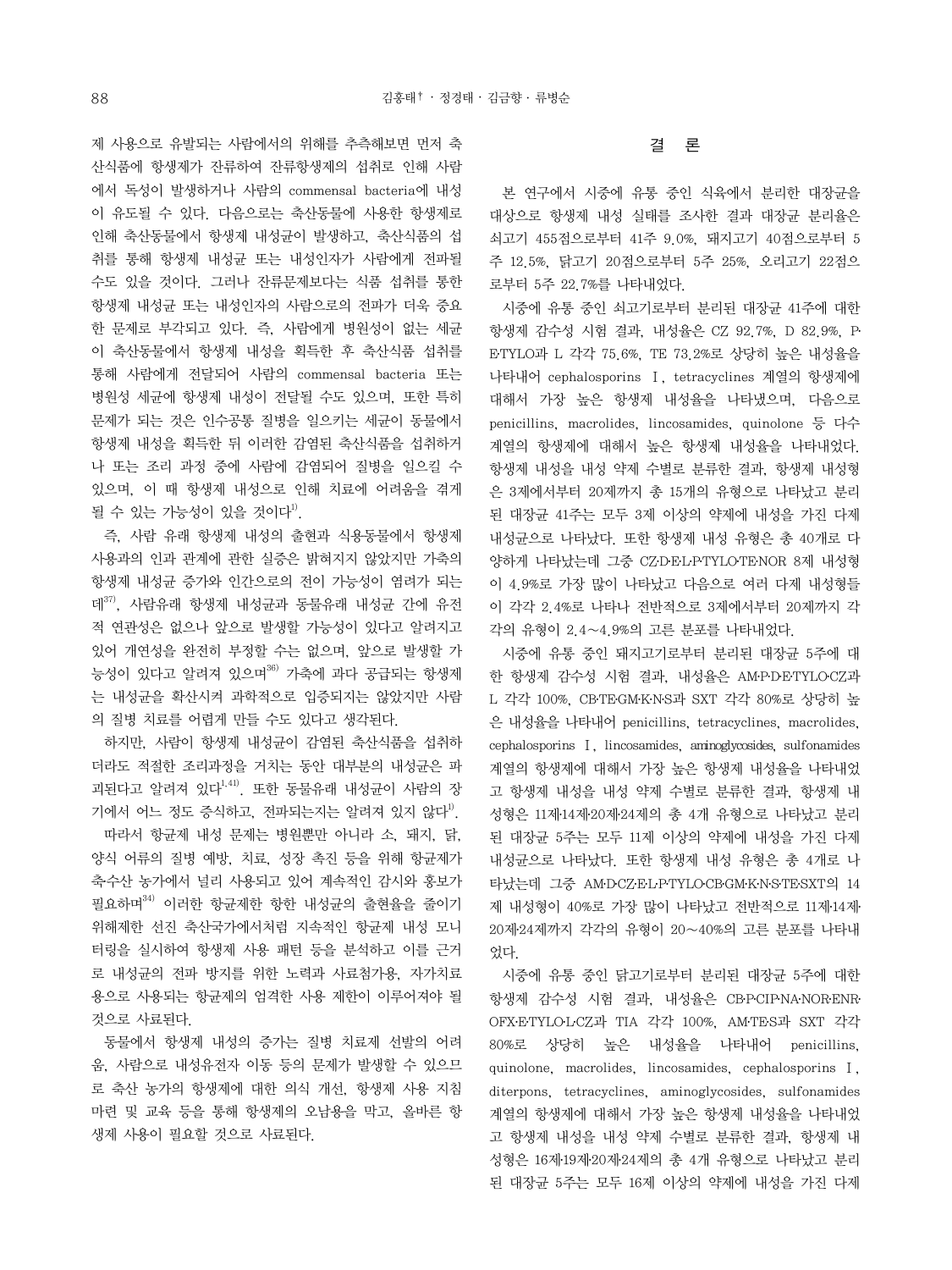제 사용으로 유발되는 사람에서의 위해를 추측해보면 먼저 축산식품에 항생제가 잔류하여 잔류항생제의 섭취로 인해 사람에서 독성이 발생하거나 사람의 commensal bacteria에 내성이 유도될 수 있다. 다음으로는 축산동물에 사용한 항생제로 인해 축산동물에서 항생제 내성균이 발생하고, 축산식품의 섭취를 통해 항생제 내성균 또는 내성인자가 사람에게 전파될 수도 있을 것이다. 그러나 잔류문제보다는 식품 섭취를 통한 항생제 내성균 또는 내성인자의 사람으로의 전파가 더욱 중요한 문제로 부각되고 있다. 즉, 사람에게 병원성이 없는 세균이 축산동물에서 항생제 내성을 획득한 후 축산식품 섭취를 통해 사람에게 전달되어 사람의 commensal bacteria 또는 병원성 세균에 항생제 내성이 전달될 수도 있으며, 또한 특히 문제가 되는 것은 인수공통 질병을 일으키는 세균이 동물에서 항생제 내성을 획득한 뒤 이러한 감염된 축산식품을 섭취하거나 또는 조리 과정 중에 사람에 감염되어 질병을 일으킬 수 있으며, 이 때 항생제 내성으로 인해 치료에 어려움을 겪게 될 수 있는 가능성이 있을 것이다[1].

즉, 사람 유래 항생제 내성의 출현과 식용동물에서 항생제 사용과의 인과 관계에 관한 실증은 밝혀지지 않았지만 가축의 항생제 내성균 증가와 인간으로의 전이 가능성이 염려가 되는데[37], 사람유래 항생제 내성균과 동물유래 내성균 간에 유전적 연관성은 없으나 앞으로 발생할 가능성이 있다고 알려지고 있어 개연성을 완전히 부정할 수는 없으며, 앞으로 발생할 가능성이 있다고 알려져 있으며[36] 가축에 과다 공급되는 항생제는 내성균을 확산시켜 과학적으로 입증되지는 않았지만 사람의 질병 치료를 어렵게 만들 수도 있다고 생각된다.

하지만, 사람이 항생제 내성균이 감염된 축산식품을 섭취하더라도 적절한 조리과정을 거치는 동안 대부분의 내성균은 파괴된다고 알려져 있다[1,41]. 또한 동물유래 내성균이 사람의 장기에서 어느 정도 증식하고, 전파되는지는 알려져 있지 않다[1].

따라서 항균제 내성 문제는 병원뿐만 아니라 소, 돼지, 닭, 양식 어류의 질병 예방, 치료, 성장 촉진 등을 위해 항균제가 축수산 농가에서 널리 사용되고 있어 계속적인 감시와 홍보가 필요하며[34] 이러한 항균제한 항한 내성균의 출현율을 줄이기 위해제한 선진 축산국가에서처럼 지속적인 항균제 내성 모니터링을 실시하여 항생제 사용 패턴 등을 분석하고 이를 근거로 내성균의 전파 방지를 위한 노력과 사료첨가용, 자가치료용으로 사용되는 항균제의 엄격한 사용 제한이 이루어져야 될 것으로 사료된다.

동물에서 항생제 내성의 증가는 질병 치료제 선발의 어려움, 사람으로 내성유전자 이동 등의 문제가 발생할 수 있으므로 축산 농가의 항생제에 대한 의식 개선, 항생제 사용 지침 마련 및 교육 등을 통해 항생제의 오남용을 막고, 올바른 항생제 사용이 필요할 것으로 사료된다.

## 결 론

본 연구에서 시중에 유통 중인 식육에서 분리한 대장균을 대상으로 항생제 내성 실태를 조사한 결과 대장균 분리율은 쇠고기 455점으로부터 41주 9.0%, 돼지고기 40점으로부터 5주 12.5%, 닭고기 20점으로부터 5주 25%, 오리고기 22점으로부터 5주 22.7%를 나타내었다.

시중에 유통 중인 쇠고기로부터 분리된 대장균 41주에 대한 항생제 감수성 시험 결과, 내성율은 CZ 92.7%, D 82.9%, P·E·TYLO과 L 각각 75.6%, TE 73.2%로 상당히 높은 내성율을 나타내어 cephalosporins Ⅰ, tetracyclines 계열의 항생제에 대해서 가장 높은 항생제 내성율을 나타냈으며, 다음으로 penicillins, macrolides, lincosamides, quinolone 등 다수 계열의 항생제에 대해서 높은 항생제 내성율을 나타내었다. 항생제 내성을 내성 약제 수별로 분류한 결과, 항생제 내성형은 3제에서부터 20제까지 총 15개의 유형으로 나타났고 분리된 대장균 41주는 모두 3제 이상의 약제에 내성을 가진 다제 내성균으로 나타났다. 또한 항생제 내성 유형은 총 40개로 다양하게 나타났는데 그중 CZ·D·E·L·P·TYLO·TE·NOR 8제 내성형이 4.9%로 가장 많이 나타났고 다음으로 여러 다제 내성형들이 각각 2.4%로 나타나 전반적으로 3제에서부터 20제까지 각각의 유형이 2.4～4.9%의 고른 분포를 나타내었다.

시중에 유통 중인 돼지고기로부터 분리된 대장균 5주에 대한 항생제 감수성 시험 결과, 내성율은 AM·P·D·E·TYLO·CZ과 L 각각 100%, CB·TE·GM·K·N·S과 SXT 각각 80%로 상당히 높은 내성율을 나타내어 penicillins, tetracyclines, macrolides, cephalosporins Ⅰ, lincosamides, aminoglycosides, sulfonamides 계열의 항생제에 대해서 가장 높은 항생제 내성율을 나타내었고 항생제 내성을 내성 약제 수별로 분류한 결과, 항생제 내성형은 11제·14제·20제·24제의 총 4개 유형으로 나타났고 분리된 대장균 5주는 모두 11제 이상의 약제에 내성을 가진 다제 내성균으로 나타났다. 또한 항생제 내성 유형은 총 4개로 나타났는데 그중 AM·D·CZ·E·L·P·TYLO·CB·GM·K·N·S·TE·SXT의 14제 내성형이 40%로 가장 많이 나타났고 전반적으로 11제·14제·20제·24제까지 각각의 유형이 20～40%의 고른 분포를 나타내었다.

시중에 유통 중인 닭고기로부터 분리된 대장균 5주에 대한 항생제 감수성 시험 결과, 내성율은 CB·P·CIP·NA·NOR·ENR·OFX·E·TYLO·L·CZ과 TIA 각각 100%, AM·TE·S과 SXT 각각 80%로 상당히 높은 내성율을 나타내어 penicillins, quinolone, macrolides, lincosamides, cephalosporins Ⅰ, diterpons, tetracyclines, aminoglycosides, sulfonamides 계열의 항생제에 대해서 가장 높은 항생제 내성율을 나타내었고 항생제 내성을 내성 약제 수별로 분류한 결과, 항생제 내성형은 16제·19제·20제·24제의 총 4개 유형으로 나타났고 분리된 대장균 5주는 모두 16제 이상의 약제에 내성을 가진 다제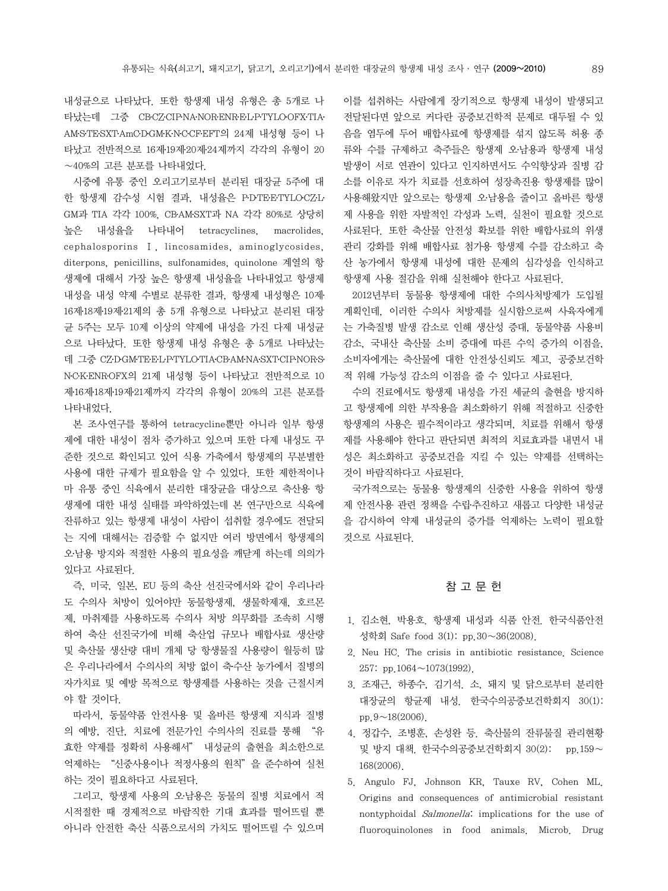내성균으로 나타났다. 또한 항생제 내성 유형은 총 5개로 나타났는데 그중 CB·CZ·CIP·NA·NOR·ENR·E·L·P·TYLO·OFX·TIA·AM·S·TE·SXT·AmC·D·GM·K·N·C·CF·EFT의 24제 내성형 등이 나타났고 전반적으로 16제·19제·20제·24제까지 각각의 유형이 20~40%의 고른 분포를 나타내었다.

시중에 유통 중인 오리고기로부터 분리된 대장균 5주에 대한 항생제 감수성 시험 결과, 내성율은 P·D·TE·E·TYLO·CZ·L·GM과 TIA 각각 100%, CB·AM·SXT과 NA 각각 80%로 상당히 높은 내성율을 나타내어 tetracyclines, macrolides, cephalosporins Ⅰ, lincosamides, aminoglycosides, diterpons, penicillins, sulfonamides, quinolone 계열의 항생제에 대해서 가장 높은 항생제 내성율을 나타내었고 항생제 내성을 내성 약제 수별로 분류한 결과, 항생제 내성형은 10제·16제·18제·19제·21제의 총 5개 유형으로 나타났고 분리된 대장균 5주는 모두 10제 이상의 약제에 내성을 가진 다제 내성균으로 나타났다. 또한 항생제 내성 유형은 총 5개로 나타났는데 그중 CZ·D·GM·TE·E·L·P·TYLO·TIA·CB·AM·NA·SXT·CIP·NOR·S·N·C·K·ENR·OFX의 21제 내성형 등이 나타났고 전반적으로 10제·16제·18제·19제·21제까지 각각의 유형이 20%의 고른 분포를 나타내었다.

본 조사·연구를 통하여 tetracycline뿐만 아니라 일부 항생제에 대한 내성이 점차 증가하고 있으며 또한 다제 내성도 꾸준한 것으로 확인되고 있어 식용 가축에서 항생제의 무분별한 사용에 대한 규제가 필요함을 알 수 있었다. 또한 제한적이나마 유통 중인 식육에서 분리한 대장균을 대상으로 축산용 항생제에 대한 내성 실태를 파악하였는데 본 연구만으로 식육에 잔류하고 있는 항생제 내성이 사람이 섭취할 경우에도 전달되는 지에 대해서는 검증할 수 없지만 여러 방면에서 항생제의 오·남용 방지와 적절한 사용의 필요성을 깨닫게 하는데 의의가 있다고 사료된다.

즉, 미국, 일본, EU 등의 축산 선진국에서와 같이 우리나라도 수의사 처방이 있어야만 동물항생제, 생물학제재, 호르몬제, 마취제를 사용하도록 수의사 처방 의무화를 조속히 시행하여 축산 선진국가에 비해 축산업 규모나 배합사료 생산량 및 축산물 생산량 대비 개체 당 항생물질 사용량이 월등히 많은 우리나라에서 수의사의 처방 없이 축수산 농가에서 질병의 자가치료 및 예방 목적으로 항생제를 사용하는 것을 근절시켜야 할 것이다.

따라서, 동물약품 안전사용 및 올바른 항생제 지식과 질병의 예방, 진단, 치료에 전문가인 수의사의 진료를 통해 "유효한 약제를 정확히 사용해서" 내성균의 출현을 최소한으로 억제하는 "신중사용이나 적정사용의 원칙"을 준수하여 실천하는 것이 필요하다고 사료된다.

그리고, 항생제 사용의 오·남용은 동물의 질병 치료에서 적시적절한 때 경제적으로 바람직한 기대 효과를 떨어뜨릴 뿐 아니라 안전한 축산 식품으로서의 가치도 떨어뜨릴 수 있으며 이를 섭취하는 사람에게 장기적으로 항생제 내성이 발생되고 전달된다면 앞으로 커다란 공중보건학적 문제로 대두될 수 있음을 염두에 두어 배합사료에 항생제를 섞지 않도록 허용 종류와 수를 규제하고 축주들은 항생제 오·남용과 항생제 내성 발생이 서로 연관이 있다고 인지하면서도 수익향상과 질병 감소를 이유로 자가 치료를 선호하여 성장촉진용 항생제를 많이 사용해왔지만 앞으로는 항생제 오·남용을 줄이고 올바른 항생제 사용을 위한 자발적인 각성과 노력, 실천이 필요할 것으로 사료된다. 또한 축산물 안전성 확보를 위한 배합사료의 위생관리 강화를 위해 배합사료 첨가용 항생제 수를 감소하고 축산 농가에서 항생제 내성에 대한 문제의 심각성을 인식하고 항생제 사용 절감을 위해 실천해야 한다고 사료된다.

2012년부터 동물용 항생제에 대한 수의사처방제가 도입될 계획인데, 이러한 수의사 처방제를 실시함으로써 사육자에게는 가축질병 발생 감소로 인해 생산성 증대, 동물약품 사용비 감소, 국내산 축산물 소비 증대에 따른 수익 증가의 이점을, 소비자에게는 축산물에 대한 안전성·신뢰도 제고, 공중보건학적 위해 가능성 감소의 이점을 줄 수 있다고 사료된다.

수의 진료에서도 항생제 내성을 가진 세균의 출현을 방지하고 항생제에 의한 부작용을 최소화하기 위해 적절하고 신중한 항생제의 사용은 필수적이라고 생각되며, 치료를 위해서 항생제를 사용해야 한다고 판단되면 최적의 치료효과를 내면서 내성은 최소화하고 공중보건을 지킬 수 있는 약제를 선택하는 것이 바람직하다고 사료된다.

국가적으로는 동물용 항생제의 신중한 사용을 위하여 항생제 안전사용 관련 정책을 수립·추진하고 새롭고 다양한 내성균을 감시하여 약제 내성균의 증가를 억제하는 노력이 필요할 것으로 사료된다.

## 참 고 문 헌

1. 김소현, 박용호. 항생제 내성과 식품 안전. 한국식품안전성학회 Safe food 3(1): pp.30~36(2008).
2. Neu HC. The crisis in antibiotic resistance. Science 257: pp.1064~1073(1992).
3. 조재근, 하종수, 김기석. 소, 돼지 및 닭으로부터 분리한 대장균의 항균제 내성. 한국수의공중보건학회지 30(1): pp.9~18(2006).
4. 정갑수, 조병훈, 손성완 등. 축산물의 잔류물질 관리현황 및 방지 대책. 한국수의공중보건학회지 30(2): pp.159~168(2006).
5. Angulo FJ, Johnson KR, Tauxe RV, Cohen ML. Origins and consequences of antimicrobial resistant nontyphoidal *Salmonella*: implications for the use of fluoroquinolones in food animals. Microb. Drug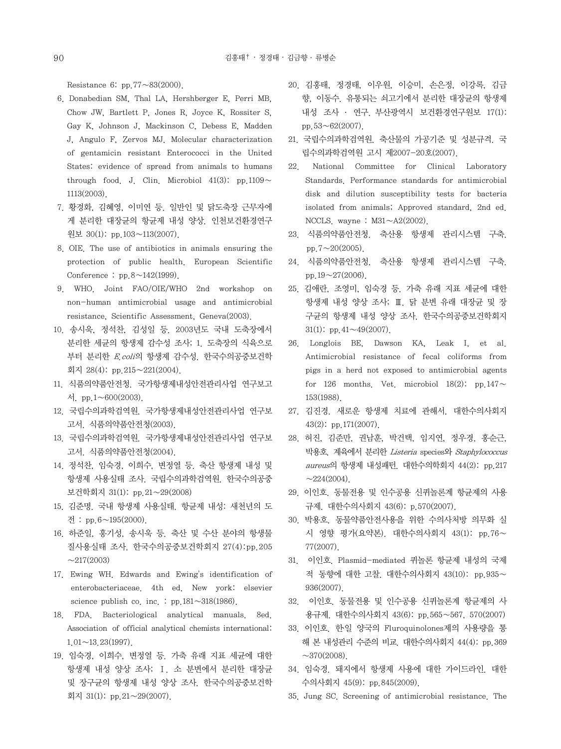Resistance 6: pp.77~83(2000).

6. Donabedian SM, Thal LA, Hershberger E, Perri MB, Chow JW, Bartlett P, Jones R, Joyce K, Rossiter S, Gay K, Johnson J, Mackinson C, Debess E, Madden J, Angulo F, Zervos MJ. Molecular characterization of gentamicin resistant Enterococci in the United States: evidence of spread from animals to humans through food. J. Clin. Microbiol 41(3): pp.1109~1113(2003).
7. 황경화, 김혜영, 이미연 등. 일반인 및 닭도축장 근무자에게 분리한 대장균의 항균제 내성 양상. 인천보건환경연구원보 30(1): pp.103~113(2007).
8. OIE. The use of antibiotics in animals ensuring the protection of public health. European Scientific Conference : pp.8~142(1999).
9. WHO. Joint FAO/OIE/WHO 2nd workshop on non-human antimicrobial usage and antimicrobial resistance, Scientific Assessment, Geneva(2003).
10. 송시욱, 정석찬, 김성일 등. 2003년도 국내 도축장에서 분리한 세균의 항생제 감수성 조사; 1. 도축장의 식육으로부터 분리한 *E.coli*의 항생제 감수성. 한국수의공중보건학회지 28(4): pp.215~221(2004).
11. 식품의약품안전청. 국가항생제내성안전관리사업 연구보고서. pp.1~600(2003).
12. 국립수의과학검역원. 국가항생제내성안전관리사업 연구보고서. 식품의약품안전청(2003).
13. 국립수의과학검역원. 국가항생제내성안전관리사업 연구보고서. 식품의약품안전청(2004).
14. 정석찬, 임숙경, 이희수, 변정열 등. 축산 항생제 내성 및 항생제 사용실태 조사. 국립수의과학검역원. 한국수의공중보건학회지 31(1): pp.21~29(2008)
15. 김준명. 국내 항생제 사용실태. 항균제 내성: 새천년의 도전 : pp.6~195(2000).
16. 하준일, 홍기성, 송시욱 등. 축산 및 수산 분야의 항생물질사용실태 조사. 한국수의공중보건학회지 27(4):pp.205~217(2003)
17. Ewing WH. Edwards and Ewing's identification of enterobacteriaceae. 4th ed. New york: elsevier science publish co. inc. : pp.181~318(1986).
18. FDA. Bacteriological analytical manuals. 8ed. Association of official analytical chemists international: 1.01~13.23(1997).
19. 임숙경, 이희수, 변정열 등. 가축 유래 지표 세균에 대한 항생제 내성 양상 조사; Ⅰ. 소 분변에서 분리한 대장균 및 장구균의 항생제 내성 양상 조사. 한국수의공중보건학회지 31(1): pp.21~29(2007).
20. 김홍태, 정경태, 이우원, 이승미, 손은정, 이강록, 김금향, 이동수. 유통되는 쇠고기에서 분리한 대장균의 항생제 내성 조사 · 연구. 부산광역시 보건환경연구원보 17(1): pp.53~62(2007).
21. 국립수의과학검역원. 축산물의 가공기준 및 성분규격. 국립수의과학검역원 고시 제2007-20호(2007).
22. National Committee for Clinical Laboratory Standards. Performance standards for antimicrobial disk and dilution susceptibility tests for bacteria isolated from animals; Approved standard, 2nd ed. NCCLS. wayne : M31~A2(2002).
23. 식품의약품안전청. 축산용 항생제 관리시스템 구축. pp.7~20(2005).
24. 식품의약품안전청. 축산용 항생제 관리시스템 구축. pp.19~27(2006).
25. 김애란, 조영미, 임숙경 등. 가축 유래 지표 세균에 대한 항생제 내성 양상 조사; Ⅲ. 닭 분변 유래 대장균 및 장구균의 항생제 내성 양상 조사. 한국수의공중보건학회지 31(1): pp.41~49(2007).
26. Longlois BE, Dawson KA, Leak I, et al. Antimicrobial resistance of fecal coliforms from pigs in a herd not exposed to antimicrobial agents for 126 months. Vet. microbiol 18(2): pp.147~153(1988).
27. 김진경. 새로운 항생제 치료에 관해서. 대한수의사회지 43(2): pp.171(2007).
28. 허진, 김준만, 권남훈, 박건택, 임지연, 정우경, 홍순근, 박용호. 계육에서 분리한 *Listeria* species와 *Staphylococcus aureus*의 항생제 내성패턴. 대한수의학회지 44(2): pp.217~224(2004).
29. 이인호. 동물전용 및 인수공용 신퀴놀론계 항균제의 사용규제. 대한수의사회지 43(6): p.570(2007).
30. 박용호. 동물약품안전사용을 위한 수의사처방 의무화 실시 영향 평가(요약본). 대한수의사회지 43(1): pp.76~77(2007).
31. 이인호. Plasmid-mediated 퀴놀론 항균제 내성의 국제적 동향에 대한 고찰. 대한수의사회지 43(10): pp.935~936(2007).
32. 이인호. 동물전용 및 인수공용 신퀴놀론계 항균제의 사용규제. 대한수의사회지 43(6): pp.565~567, 570(2007)
33. 이인호. 한일 양국의 Fluroquinolones제의 사용량을 통해 본 내성관리 수준의 비교. 대한수의사회지 44(4): pp.369~370(2008).
34. 임숙경. 돼지에서 항생제 사용에 대한 가이드라인. 대한수의사회지 45(9): pp.845(2009).
35. Jung SC. Screening of antimicrobial resistance. The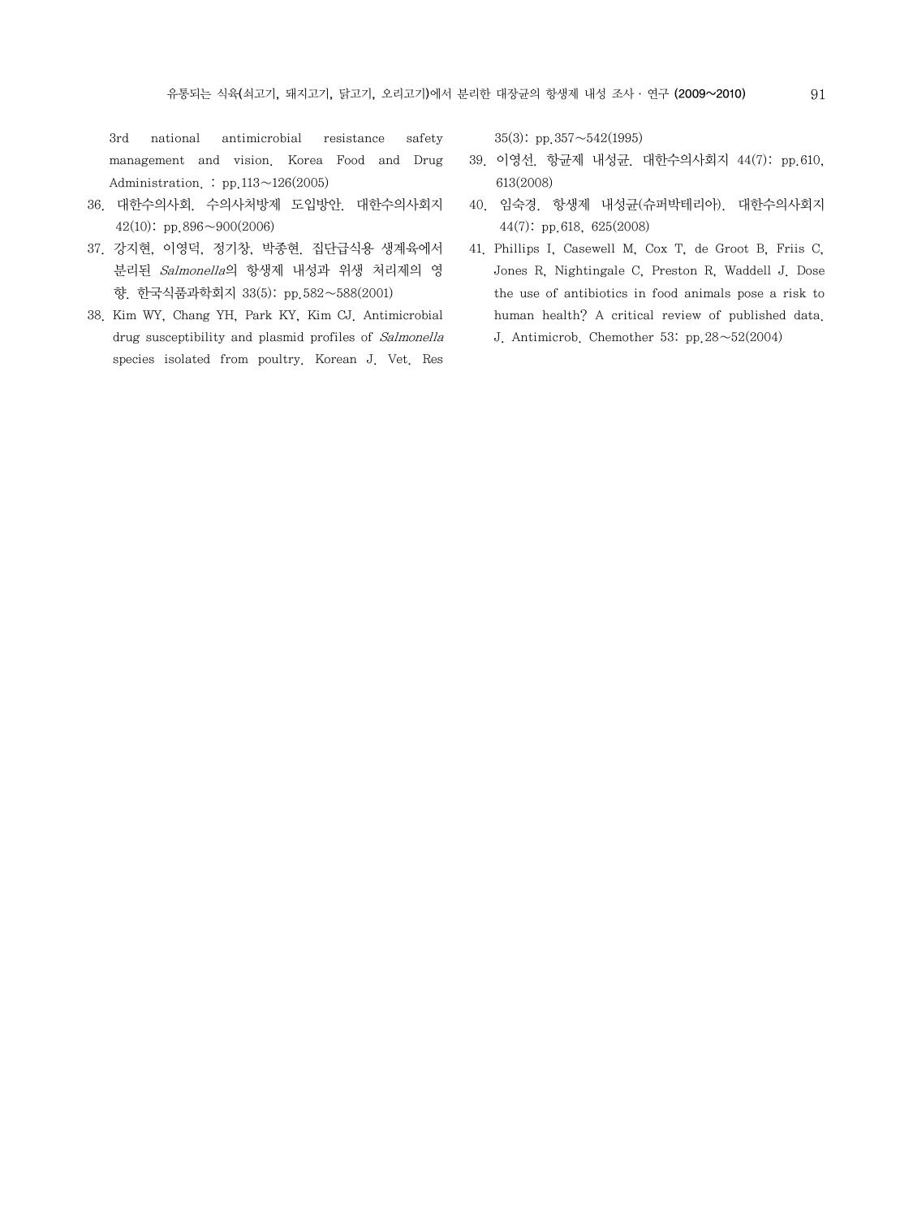3rd national antimicrobial resistance safety management and vision. Korea Food and Drug Administration. : pp.113～126(2005)

36. 대한수의사회. 수의사처방제 도입방안. 대한수의사회지 42(10): pp.896～900(2006)

37. 강지현, 이영덕, 정기창, 박종현. 집단급식용 생계육에서 분리된 *Salmonella*의 항생제 내성과 위생 처리제의 영향. 한국식품과학회지 33(5): pp.582～588(2001)

38. Kim WY, Chang YH, Park KY, Kim CJ. Antimicrobial drug susceptibility and plasmid profiles of *Salmonella* species isolated from poultry. Korean J. Vet. Res 35(3): pp.357～542(1995)

39. 이영선. 항균제 내성균. 대한수의사회지 44(7): pp.610, 613(2008)

40. 임숙경. 항생제 내성균(슈퍼박테리아). 대한수의사회지 44(7): pp.618, 625(2008)

41. Phillips I, Casewell M, Cox T, de Groot B, Friis C, Jones R, Nightingale C, Preston R, Waddell J. Dose the use of antibiotics in food animals pose a risk to human health? A critical review of published data. J. Antimicrob. Chemother 53: pp.28～52(2004)